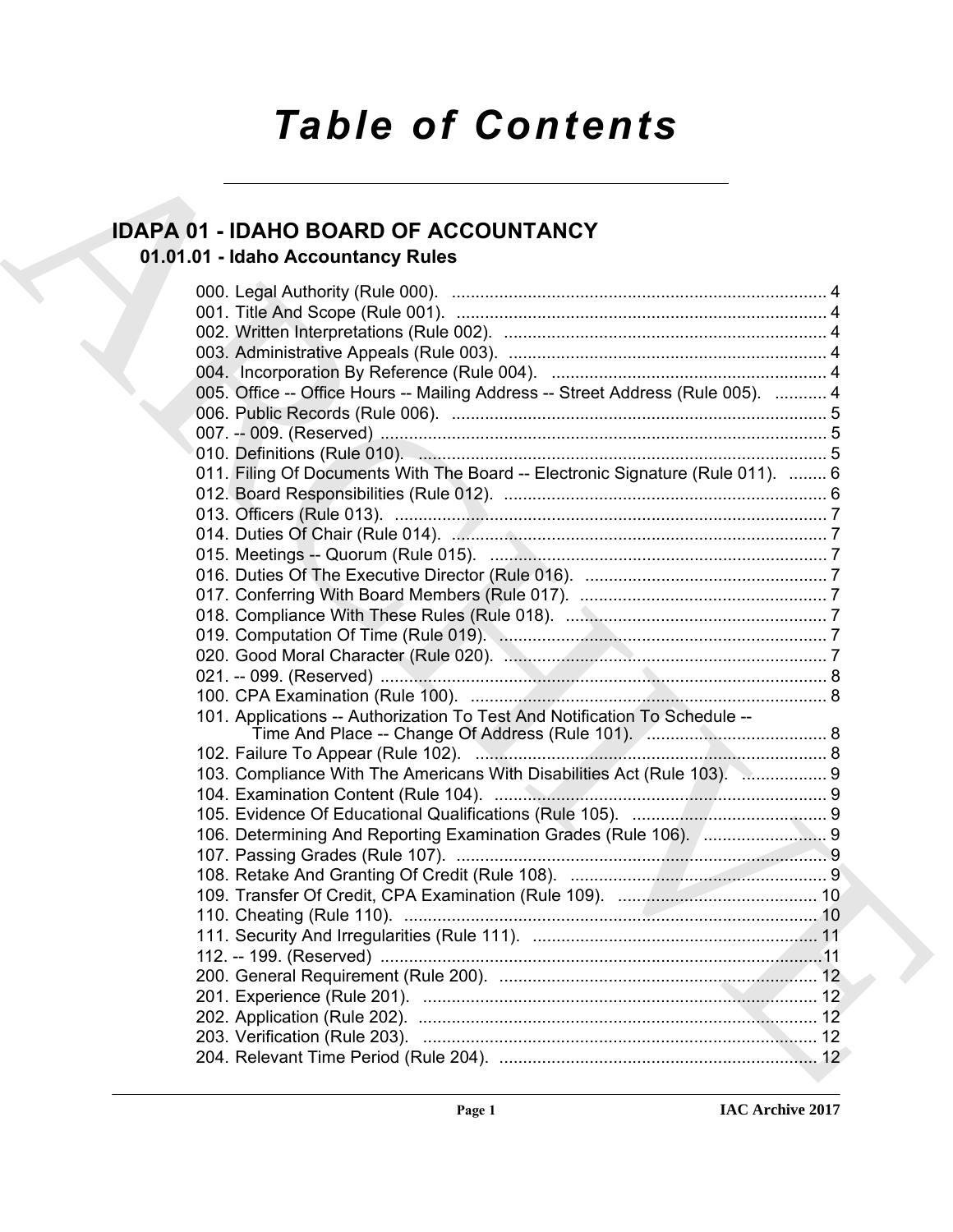# *Table of Contents*

## IDAPA 01 - IDAHO BOARD OF ACCOUNTANCY

### 01.01.01 - Idaho Accountancy Rules

000. Legal Authority (Rule 000). ............................................................................... 4
001. Title And Scope (Rule 001). .............................................................................. 4
002. Written Interpretations (Rule 002). .................................................................... 4
003. Administrative Appeals (Rule 003). ................................................................... 4
004. Incorporation By Reference (Rule 004). .......................................................... 4
005. Office -- Office Hours -- Mailing Address -- Street Address (Rule 005). ........... 4
006. Public Records (Rule 006). ............................................................................... 5
007. -- 009. (Reserved) .............................................................................................. 5
010. Definitions (Rule 010). ...................................................................................... 5
011. Filing Of Documents With The Board -- Electronic Signature (Rule 011). ......... 6
012. Board Responsibilities (Rule 012). .................................................................... 6
013. Officers (Rule 013). ........................................................................................... 7
014. Duties Of Chair (Rule 014). ............................................................................... 7
015. Meetings -- Quorum (Rule 015). ....................................................................... 7
016. Duties Of The Executive Director (Rule 016). ................................................... 7
017. Conferring With Board Members (Rule 017). .................................................... 7
018. Compliance With These Rules (Rule 018). ....................................................... 7
019. Computation Of Time (Rule 019). ..................................................................... 7
020. Good Moral Character (Rule 020). .................................................................... 7
021. -- 099. (Reserved) .............................................................................................. 8
100. CPA Examination (Rule 100). ........................................................................... 8
101. Applications -- Authorization To Test And Notification To Schedule -- Time And Place -- Change Of Address (Rule 101). ...................................... 8
102. Failure To Appear (Rule 102). .......................................................................... 8
103. Compliance With The Americans With Disabilities Act (Rule 103). .................. 9
104. Examination Content (Rule 104). ...................................................................... 9
105. Evidence Of Educational Qualifications (Rule 105). ......................................... 9
106. Determining And Reporting Examination Grades (Rule 106). .......................... 9
107. Passing Grades (Rule 107). .............................................................................. 9
108. Retake And Granting Of Credit (Rule 108). ...................................................... 9
109. Transfer Of Credit, CPA Examination (Rule 109). .......................................... 10
110. Cheating (Rule 110). ....................................................................................... 10
111. Security And Irregularities (Rule 111). ............................................................ 11
112. -- 199. (Reserved) ............................................................................................11
200. General Requirement (Rule 200). ................................................................... 12
201. Experience (Rule 201). ................................................................................... 12
202. Application (Rule 202). .................................................................................... 12
203. Verification (Rule 203). ................................................................................... 12
204. Relevant Time Period (Rule 204). ................................................................... 12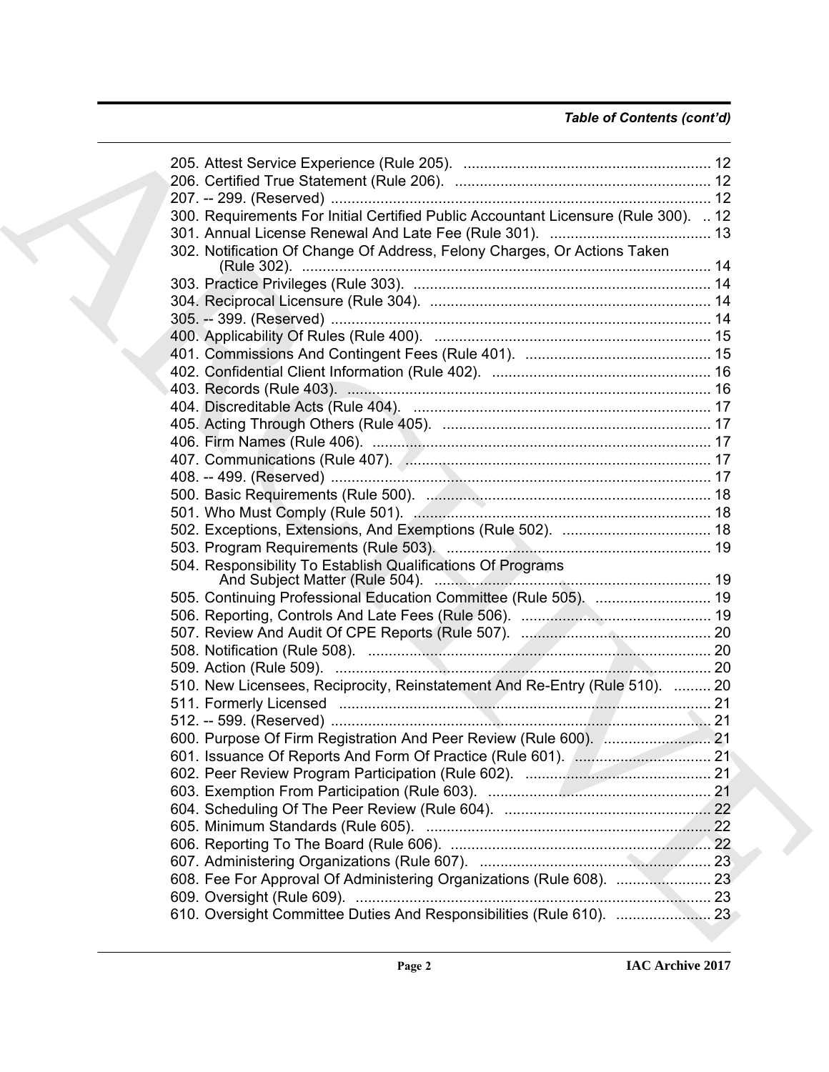*Table of Contents (cont'd)*

205. Attest Service Experience (Rule 205). ............................................................ 12
206. Certified True Statement (Rule 206). .............................................................. 12
207. -- 299. (Reserved) ............................................................................................ 12
300. Requirements For Initial Certified Public Accountant Licensure (Rule 300). .. 12
301. Annual License Renewal And Late Fee (Rule 301). ....................................... 13
302. Notification Of Change Of Address, Felony Charges, Or Actions Taken (Rule 302). .................................................................................................... 14
303. Practice Privileges (Rule 303). ........................................................................ 14
304. Reciprocal Licensure (Rule 304). .................................................................... 14
305. -- 399. (Reserved) ............................................................................................ 14
400. Applicability Of Rules (Rule 400). ................................................................... 15
401. Commissions And Contingent Fees (Rule 401). ............................................. 15
402. Confidential Client Information (Rule 402). ..................................................... 16
403. Records (Rule 403). ........................................................................................ 16
404. Discreditable Acts (Rule 404). ......................................................................... 17
405. Acting Through Others (Rule 405). ................................................................. 17
406. Firm Names (Rule 406). .................................................................................. 17
407. Communications (Rule 407). ........................................................................... 17
408. -- 499. (Reserved) ............................................................................................ 17
500. Basic Requirements (Rule 500). ..................................................................... 18
501. Who Must Comply (Rule 501). ........................................................................ 18
502. Exceptions, Extensions, And Exemptions (Rule 502). .................................... 18
503. Program Requirements (Rule 503). ................................................................ 19
504. Responsibility To Establish Qualifications Of Programs And Subject Matter (Rule 504). ................................................................... 19
505. Continuing Professional Education Committee (Rule 505). ............................ 19
506. Reporting, Controls And Late Fees (Rule 506). .............................................. 19
507. Review And Audit Of CPE Reports (Rule 507). .............................................. 20
508. Notification (Rule 508). ................................................................................... 20
509. Action (Rule 509). ........................................................................................... 20
510. New Licensees, Reciprocity, Reinstatement And Re-Entry (Rule 510). ......... 20
511. Formerly Licensed .......................................................................................... 21
512. -- 599. (Reserved) ............................................................................................ 21
600. Purpose Of Firm Registration And Peer Review (Rule 600). .......................... 21
601. Issuance Of Reports And Form Of Practice (Rule 601). ................................. 21
602. Peer Review Program Participation (Rule 602). ............................................. 21
603. Exemption From Participation (Rule 603). ...................................................... 21
604. Scheduling Of The Peer Review (Rule 604). .................................................. 22
605. Minimum Standards (Rule 605). ..................................................................... 22
606. Reporting To The Board (Rule 606). ............................................................... 22
607. Administering Organizations (Rule 607). ........................................................ 23
608. Fee For Approval Of Administering Organizations (Rule 608). ....................... 23
609. Oversight (Rule 609). ...................................................................................... 23
610. Oversight Committee Duties And Responsibilities (Rule 610). ....................... 23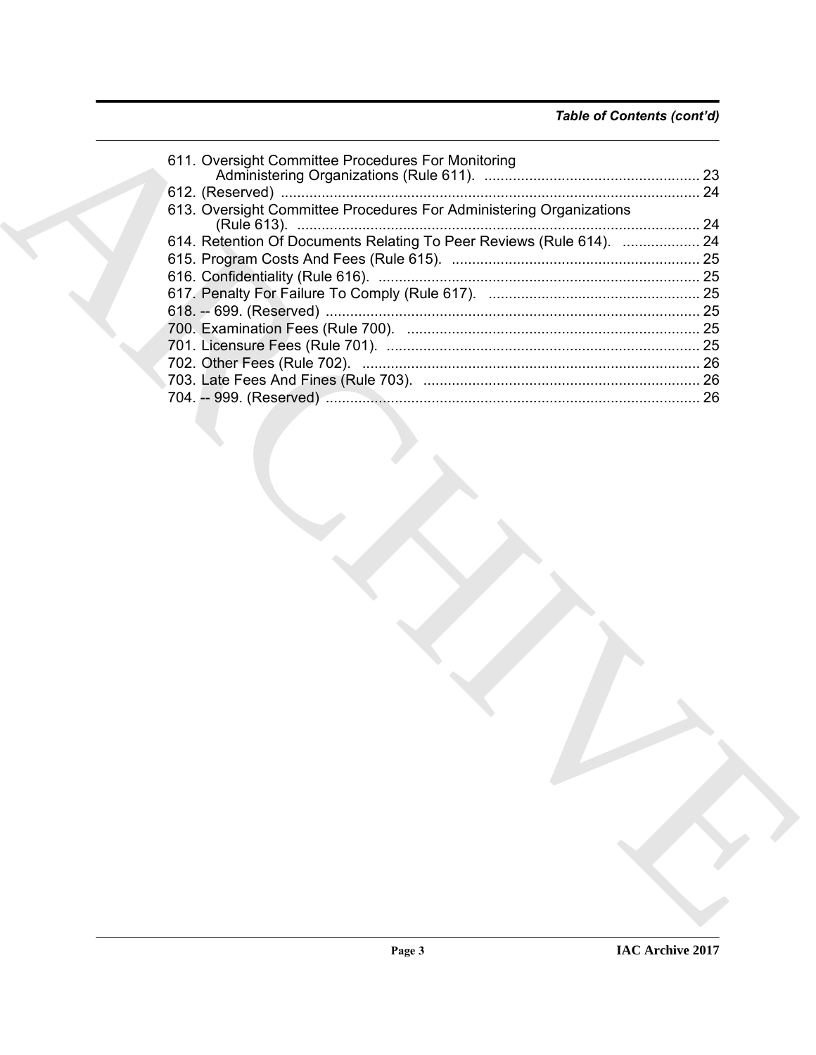611. Oversight Committee Procedures For Monitoring Administering Organizations (Rule 611). .................... 23
612. (Reserved) .................... 24
613. Oversight Committee Procedures For Administering Organizations (Rule 613). .................... 24
614. Retention Of Documents Relating To Peer Reviews (Rule 614). .................... 24
615. Program Costs And Fees (Rule 615). .................... 25
616. Confidentiality (Rule 616). .................... 25
617. Penalty For Failure To Comply (Rule 617). .................... 25
618. -- 699. (Reserved) .................... 25
700. Examination Fees (Rule 700). .................... 25
701. Licensure Fees (Rule 701). .................... 25
702. Other Fees (Rule 702). .................... 26
703. Late Fees And Fines (Rule 703). .................... 26
704. -- 999. (Reserved) .................... 26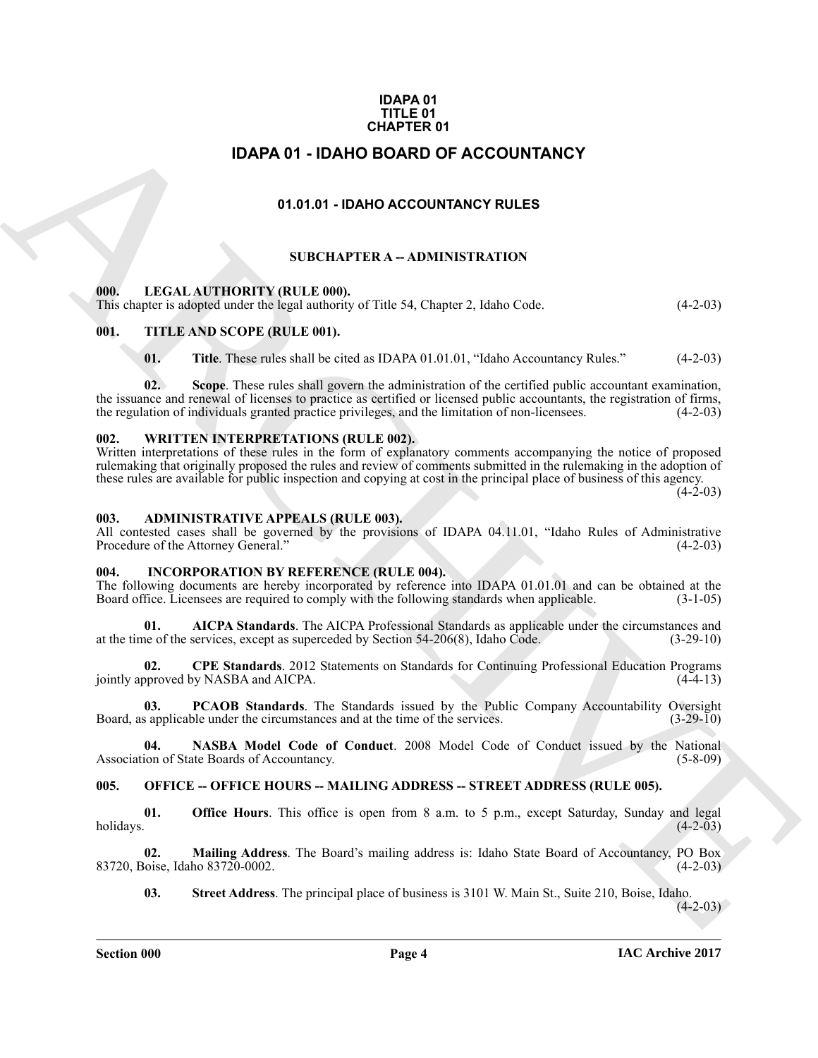**IDAPA 01**
**TITLE 01**
**CHAPTER 01**

# IDAPA 01 - IDAHO BOARD OF ACCOUNTANCY

## 01.01.01 - IDAHO ACCOUNTANCY RULES

### SUBCHAPTER A -- ADMINISTRATION

**000. LEGAL AUTHORITY (RULE 000).**
This chapter is adopted under the legal authority of Title 54, Chapter 2, Idaho Code. (4-2-03)

**001. TITLE AND SCOPE (RULE 001).**

**01. Title**. These rules shall be cited as IDAPA 01.01.01, "Idaho Accountancy Rules." (4-2-03)

**02. Scope**. These rules shall govern the administration of the certified public accountant examination, the issuance and renewal of licenses to practice as certified or licensed public accountants, the registration of firms, the regulation of individuals granted practice privileges, and the limitation of non-licensees. (4-2-03)

**002. WRITTEN INTERPRETATIONS (RULE 002).**
Written interpretations of these rules in the form of explanatory comments accompanying the notice of proposed rulemaking that originally proposed the rules and review of comments submitted in the rulemaking in the adoption of these rules are available for public inspection and copying at cost in the principal place of business of this agency. (4-2-03)

**003. ADMINISTRATIVE APPEALS (RULE 003).**
All contested cases shall be governed by the provisions of IDAPA 04.11.01, "Idaho Rules of Administrative Procedure of the Attorney General." (4-2-03)

**004. INCORPORATION BY REFERENCE (RULE 004).**
The following documents are hereby incorporated by reference into IDAPA 01.01.01 and can be obtained at the Board office. Licensees are required to comply with the following standards when applicable. (3-1-05)

**01. AICPA Standards**. The AICPA Professional Standards as applicable under the circumstances and at the time of the services, except as superceded by Section 54-206(8), Idaho Code. (3-29-10)

**02. CPE Standards**. 2012 Statements on Standards for Continuing Professional Education Programs jointly approved by NASBA and AICPA. (4-4-13)

**03. PCAOB Standards**. The Standards issued by the Public Company Accountability Oversight Board, as applicable under the circumstances and at the time of the services. (3-29-10)

**04. NASBA Model Code of Conduct**. 2008 Model Code of Conduct issued by the National Association of State Boards of Accountancy. (5-8-09)

**005. OFFICE -- OFFICE HOURS -- MAILING ADDRESS -- STREET ADDRESS (RULE 005).**

**01. Office Hours**. This office is open from 8 a.m. to 5 p.m., except Saturday, Sunday and legal holidays. (4-2-03)

**02. Mailing Address**. The Board's mailing address is: Idaho State Board of Accountancy, PO Box 83720, Boise, Idaho 83720-0002. (4-2-03)

**03. Street Address**. The principal place of business is 3101 W. Main St., Suite 210, Boise, Idaho. (4-2-03)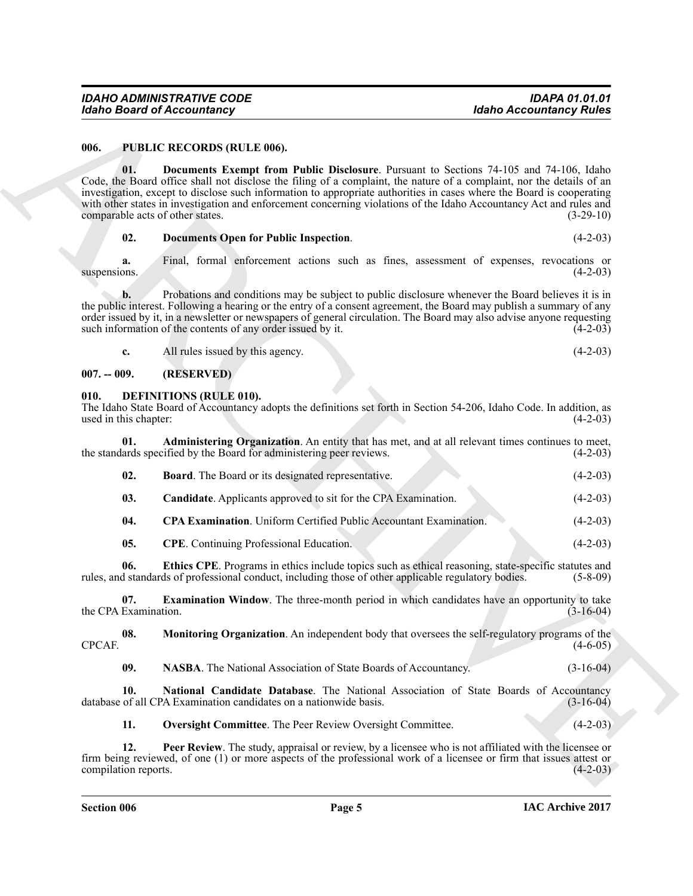### 006. PUBLIC RECORDS (RULE 006).

**01. Documents Exempt from Public Disclosure**. Pursuant to Sections 74-105 and 74-106, Idaho Code, the Board office shall not disclose the filing of a complaint, the nature of a complaint, nor the details of an investigation, except to disclose such information to appropriate authorities in cases where the Board is cooperating with other states in investigation and enforcement concerning violations of the Idaho Accountancy Act and rules and comparable acts of other states. (3-29-10)

**02. Documents Open for Public Inspection**. (4-2-03)

**a.** Final, formal enforcement actions such as fines, assessment of expenses, revocations or suspensions. (4-2-03)

**b.** Probations and conditions may be subject to public disclosure whenever the Board believes it is in the public interest. Following a hearing or the entry of a consent agreement, the Board may publish a summary of any order issued by it, in a newsletter or newspapers of general circulation. The Board may also advise anyone requesting such information of the contents of any order issued by it. (4-2-03)

**c.** All rules issued by this agency. (4-2-03)

### 007. -- 009. (RESERVED)

### 010. DEFINITIONS (RULE 010).

The Idaho State Board of Accountancy adopts the definitions set forth in Section 54-206, Idaho Code. In addition, as used in this chapter: (4-2-03)

**01. Administering Organization**. An entity that has met, and at all relevant times continues to meet, the standards specified by the Board for administering peer reviews. (4-2-03)

**02. Board**. The Board or its designated representative. (4-2-03)

**03. Candidate**. Applicants approved to sit for the CPA Examination. (4-2-03)

**04. CPA Examination**. Uniform Certified Public Accountant Examination. (4-2-03)

**05. CPE**. Continuing Professional Education. (4-2-03)

**06. Ethics CPE**. Programs in ethics include topics such as ethical reasoning, state-specific statutes and rules, and standards of professional conduct, including those of other applicable regulatory bodies. (5-8-09)

**07. Examination Window**. The three-month period in which candidates have an opportunity to take the CPA Examination. (3-16-04)

**08. Monitoring Organization**. An independent body that oversees the self-regulatory programs of the CPCAF. (4-6-05)

**09. NASBA**. The National Association of State Boards of Accountancy. (3-16-04)

**10. National Candidate Database**. The National Association of State Boards of Accountancy database of all CPA Examination candidates on a nationwide basis. (3-16-04)

**11. Oversight Committee**. The Peer Review Oversight Committee. (4-2-03)

**12. Peer Review**. The study, appraisal or review, by a licensee who is not affiliated with the licensee or firm being reviewed, of one (1) or more aspects of the professional work of a licensee or firm that issues attest or compilation reports. (4-2-03)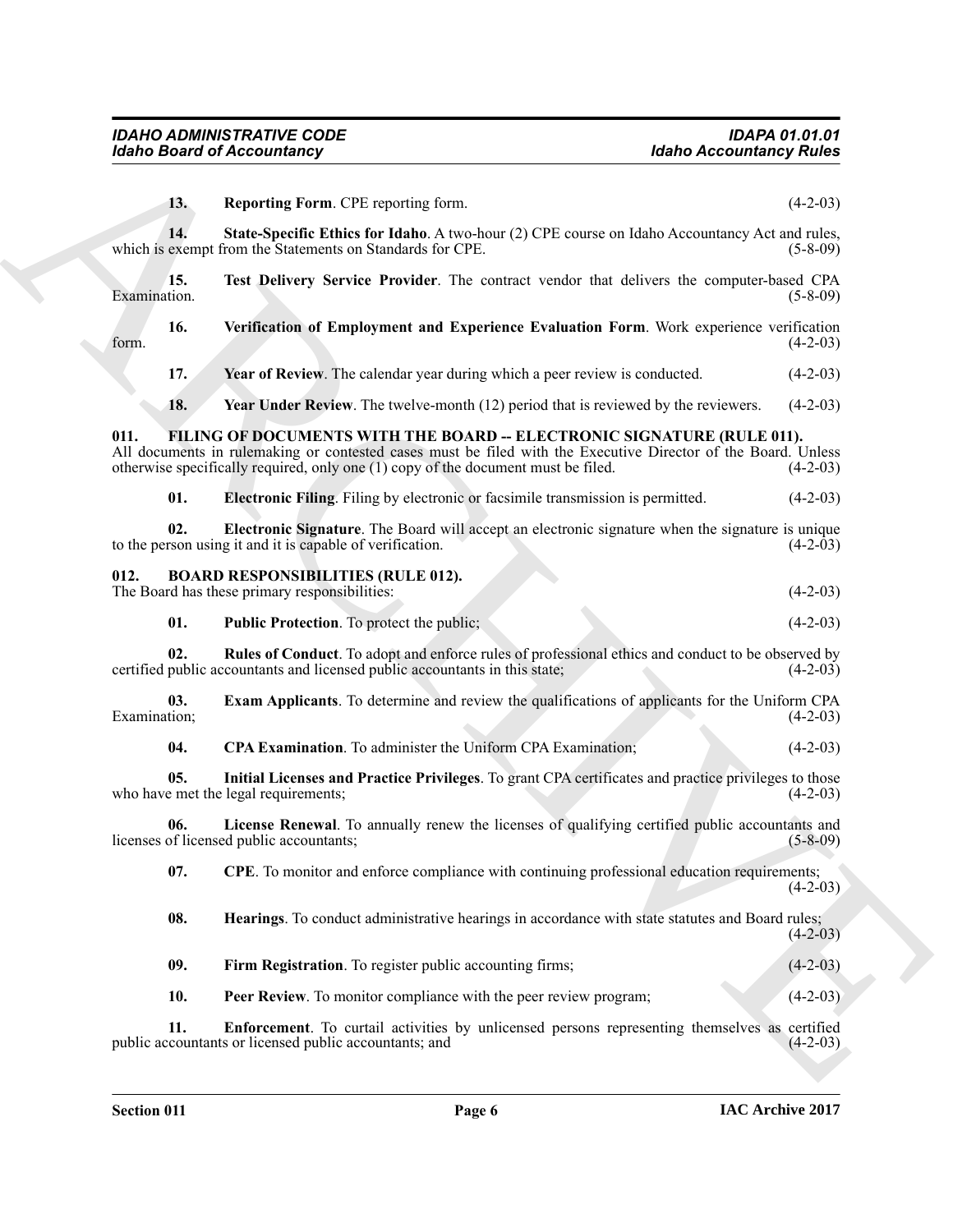**13. Reporting Form**. CPE reporting form. (4-2-03)

**14. State-Specific Ethics for Idaho**. A two-hour (2) CPE course on Idaho Accountancy Act and rules, which is exempt from the Statements on Standards for CPE. (5-8-09)

**15. Test Delivery Service Provider**. The contract vendor that delivers the computer-based CPA Examination. (5-8-09)

**16. Verification of Employment and Experience Evaluation Form**. Work experience verification form. (4-2-03)

**17. Year of Review**. The calendar year during which a peer review is conducted. (4-2-03)

**18. Year Under Review**. The twelve-month (12) period that is reviewed by the reviewers. (4-2-03)

### 011. FILING OF DOCUMENTS WITH THE BOARD -- ELECTRONIC SIGNATURE (RULE 011).

All documents in rulemaking or contested cases must be filed with the Executive Director of the Board. Unless otherwise specifically required, only one (1) copy of the document must be filed. (4-2-03)

**01. Electronic Filing**. Filing by electronic or facsimile transmission is permitted. (4-2-03)

**02. Electronic Signature**. The Board will accept an electronic signature when the signature is unique to the person using it and it is capable of verification. (4-2-03)

### 012. BOARD RESPONSIBILITIES (RULE 012).

The Board has these primary responsibilities: (4-2-03)

**01. Public Protection**. To protect the public; (4-2-03)

**02. Rules of Conduct**. To adopt and enforce rules of professional ethics and conduct to be observed by certified public accountants and licensed public accountants in this state; (4-2-03)

**03. Exam Applicants**. To determine and review the qualifications of applicants for the Uniform CPA Examination; (4-2-03)

**04. CPA Examination**. To administer the Uniform CPA Examination; (4-2-03)

**05. Initial Licenses and Practice Privileges**. To grant CPA certificates and practice privileges to those who have met the legal requirements; (4-2-03)

**06. License Renewal**. To annually renew the licenses of qualifying certified public accountants and licenses of licensed public accountants; (5-8-09)

**07. CPE**. To monitor and enforce compliance with continuing professional education requirements; (4-2-03)

**08. Hearings**. To conduct administrative hearings in accordance with state statutes and Board rules; (4-2-03)

**09. Firm Registration**. To register public accounting firms; (4-2-03)

**10. Peer Review**. To monitor compliance with the peer review program; (4-2-03)

**11. Enforcement**. To curtail activities by unlicensed persons representing themselves as certified public accountants or licensed public accountants; and (4-2-03)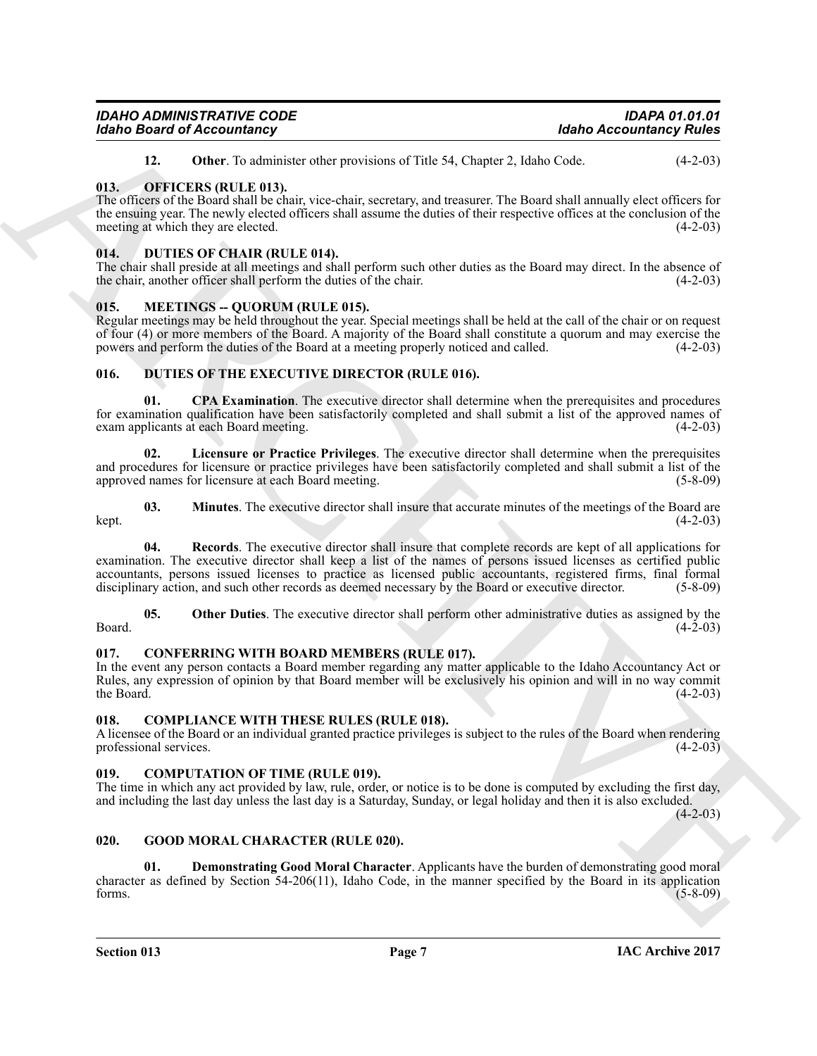**12. Other**. To administer other provisions of Title 54, Chapter 2, Idaho Code. (4-2-03)

## 013. OFFICERS (RULE 013).

The officers of the Board shall be chair, vice-chair, secretary, and treasurer. The Board shall annually elect officers for the ensuing year. The newly elected officers shall assume the duties of their respective offices at the conclusion of the meeting at which they are elected. (4-2-03)

## 014. DUTIES OF CHAIR (RULE 014).

The chair shall preside at all meetings and shall perform such other duties as the Board may direct. In the absence of the chair, another officer shall perform the duties of the chair. (4-2-03)

## 015. MEETINGS -- QUORUM (RULE 015).

Regular meetings may be held throughout the year. Special meetings shall be held at the call of the chair or on request of four (4) or more members of the Board. A majority of the Board shall constitute a quorum and may exercise the powers and perform the duties of the Board at a meeting properly noticed and called. (4-2-03)

## 016. DUTIES OF THE EXECUTIVE DIRECTOR (RULE 016).

**01. CPA Examination**. The executive director shall determine when the prerequisites and procedures for examination qualification have been satisfactorily completed and shall submit a list of the approved names of exam applicants at each Board meeting. (4-2-03)

**02. Licensure or Practice Privileges**. The executive director shall determine when the prerequisites and procedures for licensure or practice privileges have been satisfactorily completed and shall submit a list of the approved names for licensure at each Board meeting. (5-8-09)

**03. Minutes**. The executive director shall insure that accurate minutes of the meetings of the Board are kept. (4-2-03)

**04. Records**. The executive director shall insure that complete records are kept of all applications for examination. The executive director shall keep a list of the names of persons issued licenses as certified public accountants, persons issued licenses to practice as licensed public accountants, registered firms, final formal disciplinary action, and such other records as deemed necessary by the Board or executive director. (5-8-09)

**05. Other Duties**. The executive director shall perform other administrative duties as assigned by the Board. (4-2-03)

## 017. CONFERRING WITH BOARD MEMBERS (RULE 017).

In the event any person contacts a Board member regarding any matter applicable to the Idaho Accountancy Act or Rules, any expression of opinion by that Board member will be exclusively his opinion and will in no way commit the Board. (4-2-03)

## 018. COMPLIANCE WITH THESE RULES (RULE 018).

A licensee of the Board or an individual granted practice privileges is subject to the rules of the Board when rendering professional services. (4-2-03)

## 019. COMPUTATION OF TIME (RULE 019).

The time in which any act provided by law, rule, order, or notice is to be done is computed by excluding the first day, and including the last day unless the last day is a Saturday, Sunday, or legal holiday and then it is also excluded. (4-2-03)

## 020. GOOD MORAL CHARACTER (RULE 020).

**01. Demonstrating Good Moral Character**. Applicants have the burden of demonstrating good moral character as defined by Section 54-206(11), Idaho Code, in the manner specified by the Board in its application forms. (5-8-09)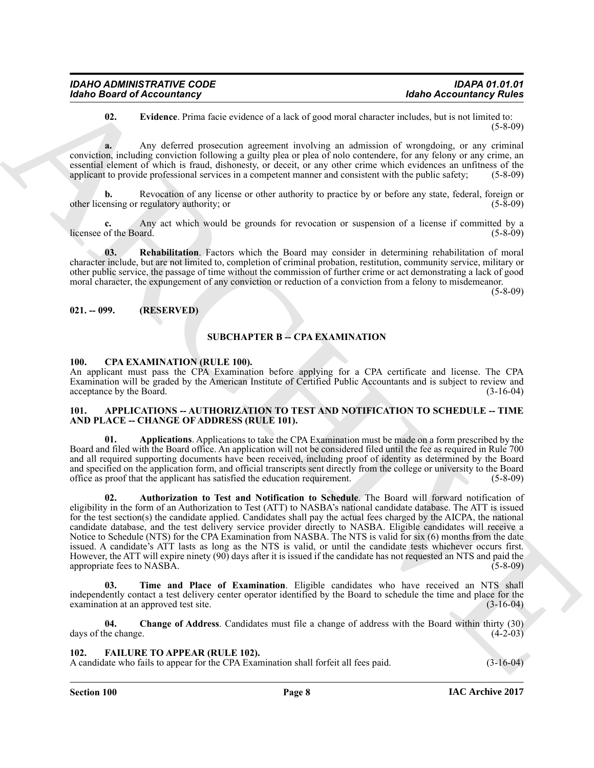**02. Evidence**. Prima facie evidence of a lack of good moral character includes, but is not limited to: (5-8-09)

**a.** Any deferred prosecution agreement involving an admission of wrongdoing, or any criminal conviction, including conviction following a guilty plea or plea of nolo contendere, for any felony or any crime, an essential element of which is fraud, dishonesty, or deceit, or any other crime which evidences an unfitness of the applicant to provide professional services in a competent manner and consistent with the public safety; (5-8-09)

**b.** Revocation of any license or other authority to practice by or before any state, federal, foreign or other licensing or regulatory authority; or (5-8-09)

**c.** Any act which would be grounds for revocation or suspension of a license if committed by a licensee of the Board. (5-8-09)

**03. Rehabilitation**. Factors which the Board may consider in determining rehabilitation of moral character include, but are not limited to, completion of criminal probation, restitution, community service, military or other public service, the passage of time without the commission of further crime or act demonstrating a lack of good moral character, the expungement of any conviction or reduction of a conviction from a felony to misdemeanor. (5-8-09)

## 021. -- 099. (RESERVED)

## SUBCHAPTER B -- CPA EXAMINATION

## 100. CPA EXAMINATION (RULE 100).

An applicant must pass the CPA Examination before applying for a CPA certificate and license. The CPA Examination will be graded by the American Institute of Certified Public Accountants and is subject to review and acceptance by the Board. (3-16-04)

## 101. APPLICATIONS -- AUTHORIZATION TO TEST AND NOTIFICATION TO SCHEDULE -- TIME AND PLACE -- CHANGE OF ADDRESS (RULE 101).

**01. Applications**. Applications to take the CPA Examination must be made on a form prescribed by the Board and filed with the Board office. An application will not be considered filed until the fee as required in Rule 700 and all required supporting documents have been received, including proof of identity as determined by the Board and specified on the application form, and official transcripts sent directly from the college or university to the Board office as proof that the applicant has satisfied the education requirement. (5-8-09)

**02. Authorization to Test and Notification to Schedule**. The Board will forward notification of eligibility in the form of an Authorization to Test (ATT) to NASBA's national candidate database. The ATT is issued for the test section(s) the candidate applied. Candidates shall pay the actual fees charged by the AICPA, the national candidate database, and the test delivery service provider directly to NASBA. Eligible candidates will receive a Notice to Schedule (NTS) for the CPA Examination from NASBA. The NTS is valid for six (6) months from the date issued. A candidate's ATT lasts as long as the NTS is valid, or until the candidate tests whichever occurs first. However, the ATT will expire ninety (90) days after it is issued if the candidate has not requested an NTS and paid the appropriate fees to NASBA. (5-8-09)

**03. Time and Place of Examination**. Eligible candidates who have received an NTS shall independently contact a test delivery center operator identified by the Board to schedule the time and place for the examination at an approved test site. (3-16-04)

**04. Change of Address**. Candidates must file a change of address with the Board within thirty (30) days of the change. (4-2-03)

## 102. FAILURE TO APPEAR (RULE 102).

A candidate who fails to appear for the CPA Examination shall forfeit all fees paid. (3-16-04)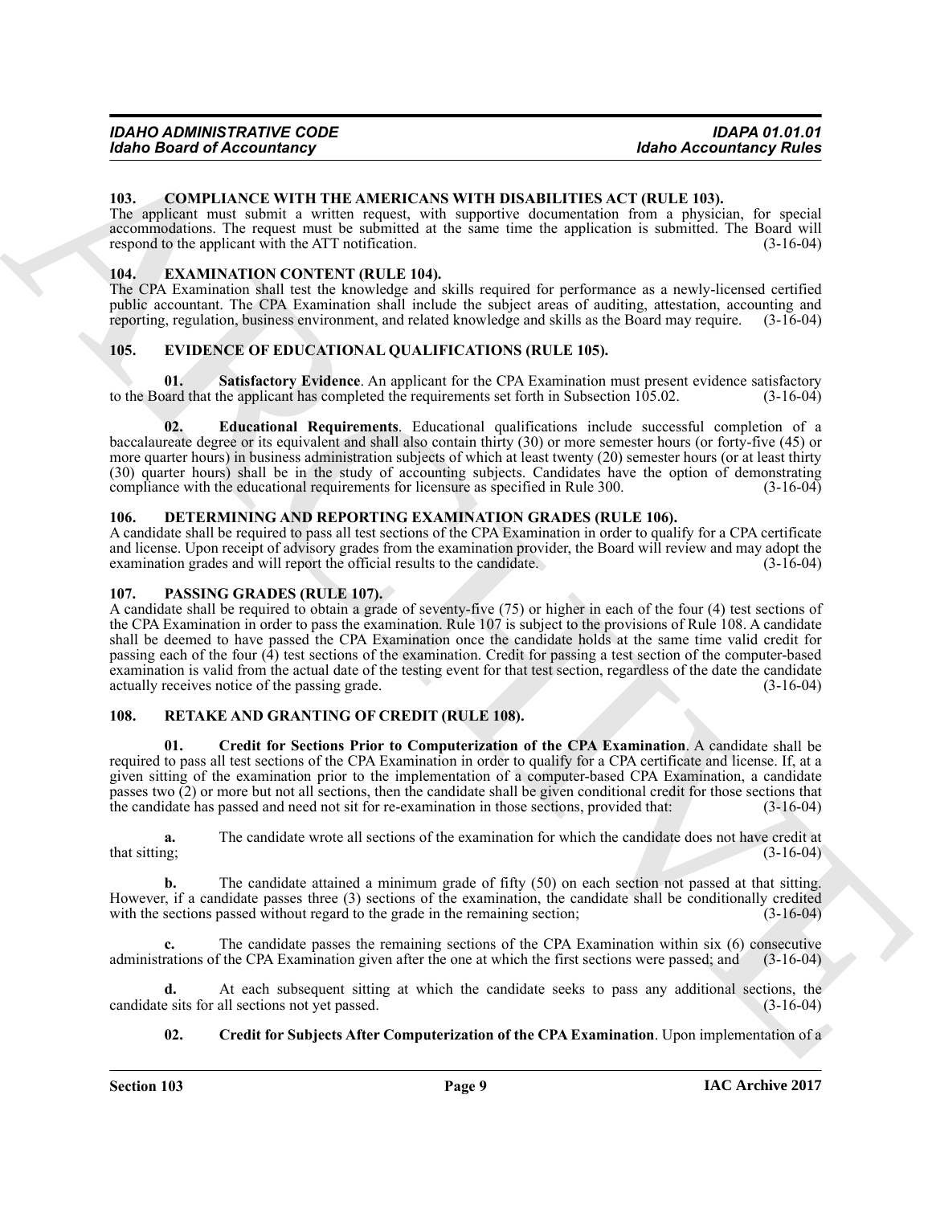### 103. COMPLIANCE WITH THE AMERICANS WITH DISABILITIES ACT (RULE 103).

The applicant must submit a written request, with supportive documentation from a physician, for special accommodations. The request must be submitted at the same time the application is submitted. The Board will respond to the applicant with the ATT notification. (3-16-04)

### 104. EXAMINATION CONTENT (RULE 104).

The CPA Examination shall test the knowledge and skills required for performance as a newly-licensed certified public accountant. The CPA Examination shall include the subject areas of auditing, attestation, accounting and reporting, regulation, business environment, and related knowledge and skills as the Board may require. (3-16-04)

### 105. EVIDENCE OF EDUCATIONAL QUALIFICATIONS (RULE 105).

**01. Satisfactory Evidence**. An applicant for the CPA Examination must present evidence satisfactory to the Board that the applicant has completed the requirements set forth in Subsection 105.02. (3-16-04)

**02. Educational Requirements**. Educational qualifications include successful completion of a baccalaureate degree or its equivalent and shall also contain thirty (30) or more semester hours (or forty-five (45) or more quarter hours) in business administration subjects of which at least twenty (20) semester hours (or at least thirty (30) quarter hours) shall be in the study of accounting subjects. Candidates have the option of demonstrating compliance with the educational requirements for licensure as specified in Rule 300. (3-16-04)

### 106. DETERMINING AND REPORTING EXAMINATION GRADES (RULE 106).

A candidate shall be required to pass all test sections of the CPA Examination in order to qualify for a CPA certificate and license. Upon receipt of advisory grades from the examination provider, the Board will review and may adopt the examination grades and will report the official results to the candidate. (3-16-04)

### 107. PASSING GRADES (RULE 107).

A candidate shall be required to obtain a grade of seventy-five (75) or higher in each of the four (4) test sections of the CPA Examination in order to pass the examination. Rule 107 is subject to the provisions of Rule 108. A candidate shall be deemed to have passed the CPA Examination once the candidate holds at the same time valid credit for passing each of the four (4) test sections of the examination. Credit for passing a test section of the computer-based examination is valid from the actual date of the testing event for that test section, regardless of the date the candidate actually receives notice of the passing grade. (3-16-04)

### 108. RETAKE AND GRANTING OF CREDIT (RULE 108).

**01. Credit for Sections Prior to Computerization of the CPA Examination**. A candidate shall be required to pass all test sections of the CPA Examination in order to qualify for a CPA certificate and license. If, at a given sitting of the examination prior to the implementation of a computer-based CPA Examination, a candidate passes two (2) or more but not all sections, then the candidate shall be given conditional credit for those sections that the candidate has passed and need not sit for re-examination in those sections, provided that: (3-16-04)

**a.** The candidate wrote all sections of the examination for which the candidate does not have credit at that sitting; (3-16-04)

**b.** The candidate attained a minimum grade of fifty (50) on each section not passed at that sitting. However, if a candidate passes three (3) sections of the examination, the candidate shall be conditionally credited with the sections passed without regard to the grade in the remaining section; (3-16-04)

**c.** The candidate passes the remaining sections of the CPA Examination within six (6) consecutive administrations of the CPA Examination given after the one at which the first sections were passed; and (3-16-04)

**d.** At each subsequent sitting at which the candidate seeks to pass any additional sections, the candidate sits for all sections not yet passed. (3-16-04)

**02. Credit for Subjects After Computerization of the CPA Examination**. Upon implementation of a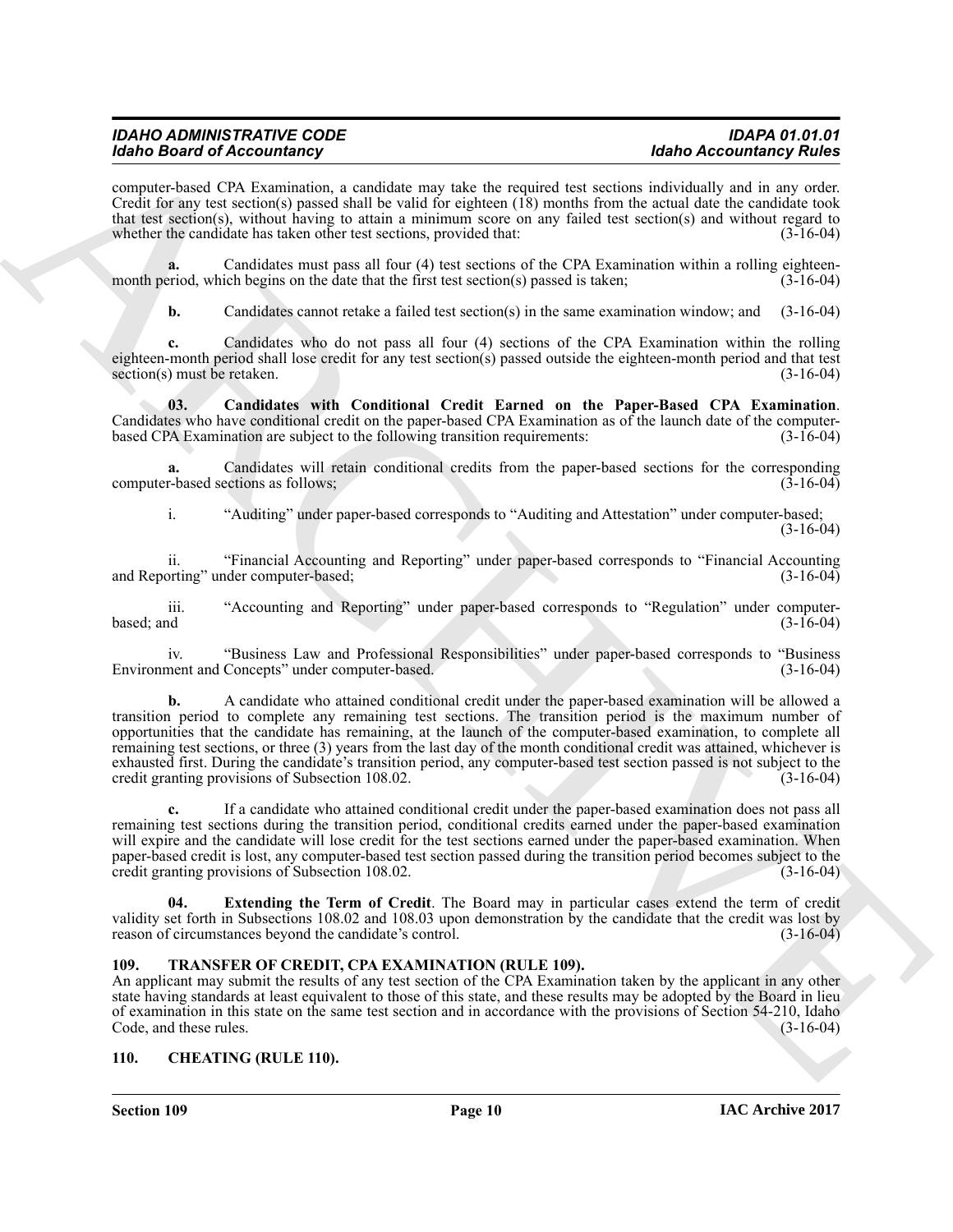computer-based CPA Examination, a candidate may take the required test sections individually and in any order. Credit for any test section(s) passed shall be valid for eighteen (18) months from the actual date the candidate took that test section(s), without having to attain a minimum score on any failed test section(s) and without regard to whether the candidate has taken other test sections, provided that: (3-16-04)

**a.** Candidates must pass all four (4) test sections of the CPA Examination within a rolling eighteen-month period, which begins on the date that the first test section(s) passed is taken; (3-16-04)

**b.** Candidates cannot retake a failed test section(s) in the same examination window; and (3-16-04)

**c.** Candidates who do not pass all four (4) sections of the CPA Examination within the rolling eighteen-month period shall lose credit for any test section(s) passed outside the eighteen-month period and that test section(s) must be retaken. (3-16-04)

**03. Candidates with Conditional Credit Earned on the Paper-Based CPA Examination**. Candidates who have conditional credit on the paper-based CPA Examination as of the launch date of the computer-based CPA Examination are subject to the following transition requirements: (3-16-04)

**a.** Candidates will retain conditional credits from the paper-based sections for the corresponding computer-based sections as follows; (3-16-04)

i. "Auditing" under paper-based corresponds to "Auditing and Attestation" under computer-based; (3-16-04)

ii. "Financial Accounting and Reporting" under paper-based corresponds to "Financial Accounting and Reporting" under computer-based; (3-16-04)

iii. "Accounting and Reporting" under paper-based corresponds to "Regulation" under computer-based; and (3-16-04)

iv. "Business Law and Professional Responsibilities" under paper-based corresponds to "Business Environment and Concepts" under computer-based. (3-16-04)

**b.** A candidate who attained conditional credit under the paper-based examination will be allowed a transition period to complete any remaining test sections. The transition period is the maximum number of opportunities that the candidate has remaining, at the launch of the computer-based examination, to complete all remaining test sections, or three (3) years from the last day of the month conditional credit was attained, whichever is exhausted first. During the candidate's transition period, any computer-based test section passed is not subject to the credit granting provisions of Subsection 108.02. (3-16-04)

**c.** If a candidate who attained conditional credit under the paper-based examination does not pass all remaining test sections during the transition period, conditional credits earned under the paper-based examination will expire and the candidate will lose credit for the test sections earned under the paper-based examination. When paper-based credit is lost, any computer-based test section passed during the transition period becomes subject to the credit granting provisions of Subsection 108.02. (3-16-04)

**04. Extending the Term of Credit**. The Board may in particular cases extend the term of credit validity set forth in Subsections 108.02 and 108.03 upon demonstration by the candidate that the credit was lost by reason of circumstances beyond the candidate's control. (3-16-04)

## 109. TRANSFER OF CREDIT, CPA EXAMINATION (RULE 109).

An applicant may submit the results of any test section of the CPA Examination taken by the applicant in any other state having standards at least equivalent to those of this state, and these results may be adopted by the Board in lieu of examination in this state on the same test section and in accordance with the provisions of Section 54-210, Idaho Code, and these rules. (3-16-04)

## 110. CHEATING (RULE 110).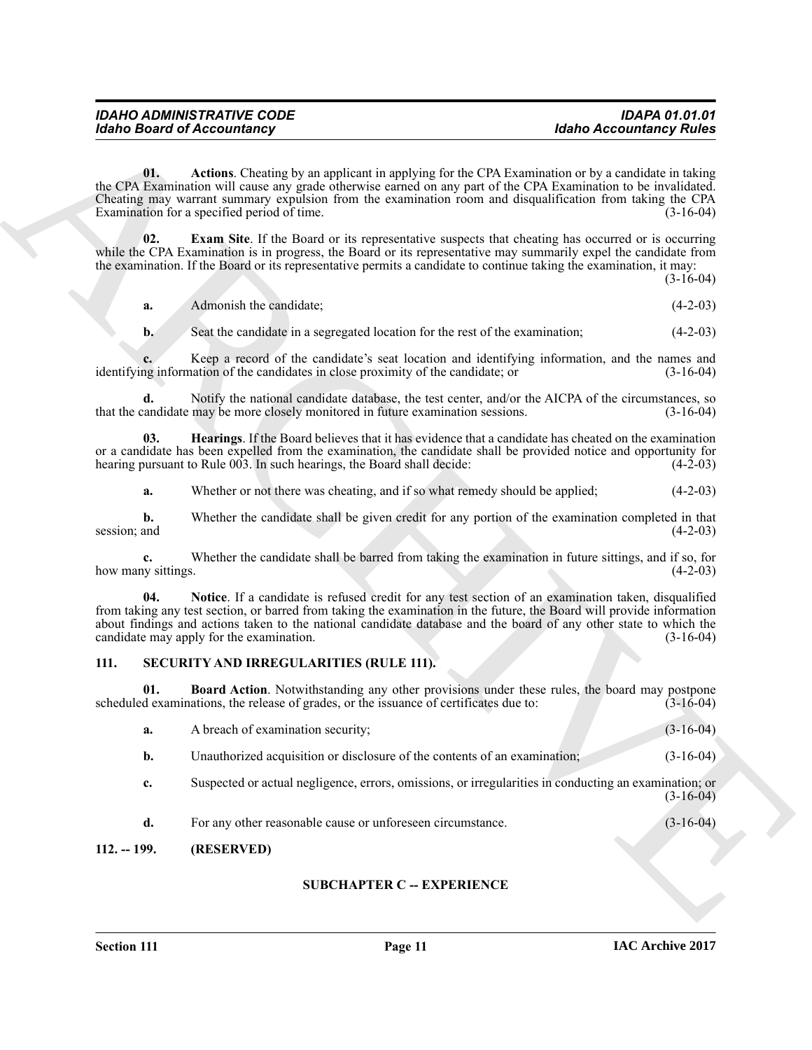**01. Actions**. Cheating by an applicant in applying for the CPA Examination or by a candidate in taking the CPA Examination will cause any grade otherwise earned on any part of the CPA Examination to be invalidated. Cheating may warrant summary expulsion from the examination room and disqualification from taking the CPA Examination for a specified period of time. (3-16-04)

**02. Exam Site**. If the Board or its representative suspects that cheating has occurred or is occurring while the CPA Examination is in progress, the Board or its representative may summarily expel the candidate from the examination. If the Board or its representative permits a candidate to continue taking the examination, it may: (3-16-04)

**a.** Admonish the candidate; (4-2-03)

**b.** Seat the candidate in a segregated location for the rest of the examination; (4-2-03)

**c.** Keep a record of the candidate's seat location and identifying information, and the names and identifying information of the candidates in close proximity of the candidate; or (3-16-04)

**d.** Notify the national candidate database, the test center, and/or the AICPA of the circumstances, so that the candidate may be more closely monitored in future examination sessions. (3-16-04)

**03. Hearings**. If the Board believes that it has evidence that a candidate has cheated on the examination or a candidate has been expelled from the examination, the candidate shall be provided notice and opportunity for hearing pursuant to Rule 003. In such hearings, the Board shall decide: (4-2-03)

**a.** Whether or not there was cheating, and if so what remedy should be applied; (4-2-03)

**b.** Whether the candidate shall be given credit for any portion of the examination completed in that session; and (4-2-03)

**c.** Whether the candidate shall be barred from taking the examination in future sittings, and if so, for how many sittings. (4-2-03)

**04. Notice**. If a candidate is refused credit for any test section of an examination taken, disqualified from taking any test section, or barred from taking the examination in the future, the Board will provide information about findings and actions taken to the national candidate database and the board of any other state to which the candidate may apply for the examination. (3-16-04)

## 111. SECURITY AND IRREGULARITIES (RULE 111).

**01. Board Action**. Notwithstanding any other provisions under these rules, the board may postpone scheduled examinations, the release of grades, or the issuance of certificates due to: (3-16-04)

**a.** A breach of examination security; (3-16-04)

**b.** Unauthorized acquisition or disclosure of the contents of an examination; (3-16-04)

**c.** Suspected or actual negligence, errors, omissions, or irregularities in conducting an examination; or (3-16-04)

**d.** For any other reasonable cause or unforeseen circumstance. (3-16-04)

## 112. -- 199. (RESERVED)

### SUBCHAPTER C -- EXPERIENCE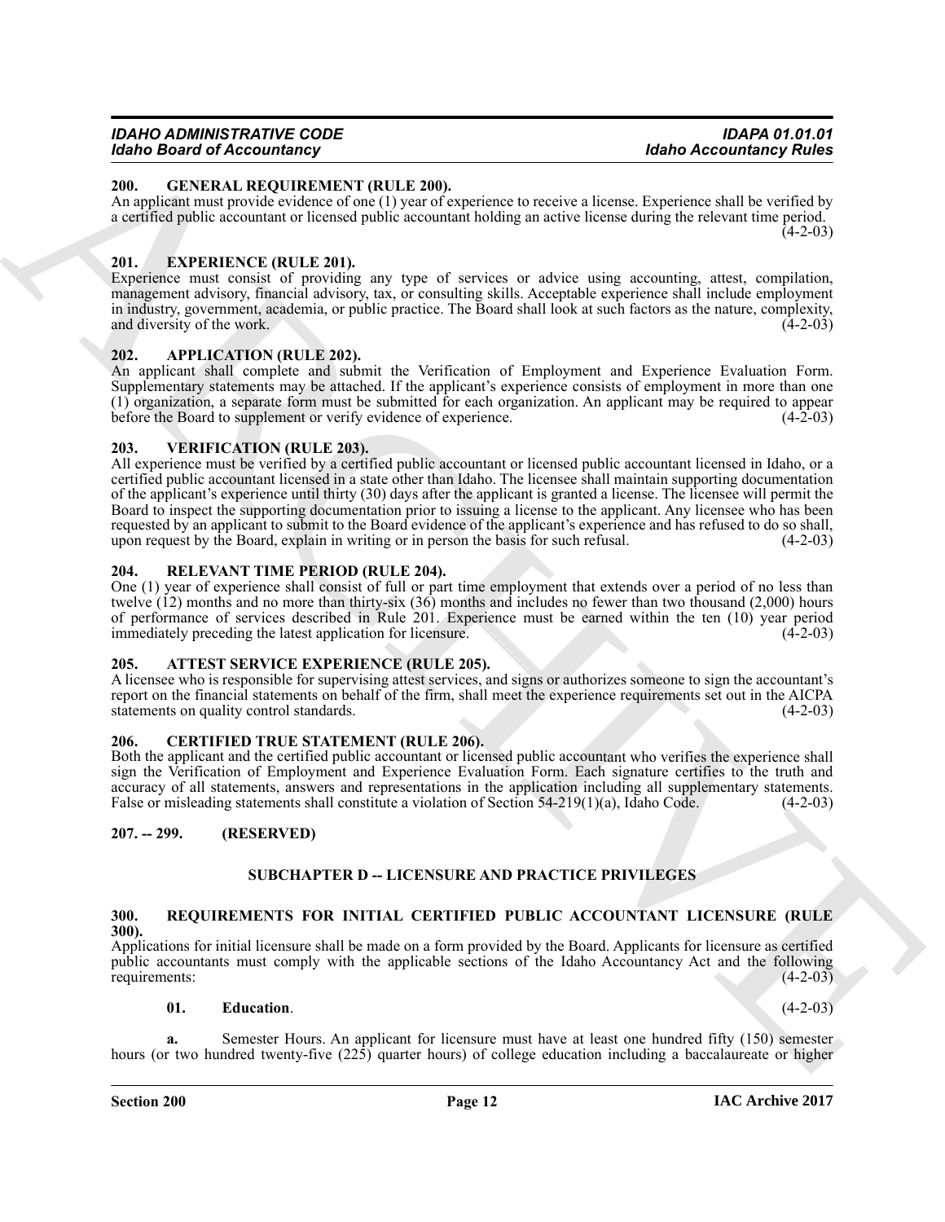### 200. GENERAL REQUIREMENT (RULE 200).

An applicant must provide evidence of one (1) year of experience to receive a license. Experience shall be verified by a certified public accountant or licensed public accountant holding an active license during the relevant time period. (4-2-03)

### 201. EXPERIENCE (RULE 201).

Experience must consist of providing any type of services or advice using accounting, attest, compilation, management advisory, financial advisory, tax, or consulting skills. Acceptable experience shall include employment in industry, government, academia, or public practice. The Board shall look at such factors as the nature, complexity, and diversity of the work. (4-2-03)

### 202. APPLICATION (RULE 202).

An applicant shall complete and submit the Verification of Employment and Experience Evaluation Form. Supplementary statements may be attached. If the applicant's experience consists of employment in more than one (1) organization, a separate form must be submitted for each organization. An applicant may be required to appear before the Board to supplement or verify evidence of experience. (4-2-03)

### 203. VERIFICATION (RULE 203).

All experience must be verified by a certified public accountant or licensed public accountant licensed in Idaho, or a certified public accountant licensed in a state other than Idaho. The licensee shall maintain supporting documentation of the applicant's experience until thirty (30) days after the applicant is granted a license. The licensee will permit the Board to inspect the supporting documentation prior to issuing a license to the applicant. Any licensee who has been requested by an applicant to submit to the Board evidence of the applicant's experience and has refused to do so shall, upon request by the Board, explain in writing or in person the basis for such refusal. (4-2-03)

### 204. RELEVANT TIME PERIOD (RULE 204).

One (1) year of experience shall consist of full or part time employment that extends over a period of no less than twelve (12) months and no more than thirty-six (36) months and includes no fewer than two thousand (2,000) hours of performance of services described in Rule 201. Experience must be earned within the ten (10) year period immediately preceding the latest application for licensure. (4-2-03)

### 205. ATTEST SERVICE EXPERIENCE (RULE 205).

A licensee who is responsible for supervising attest services, and signs or authorizes someone to sign the accountant's report on the financial statements on behalf of the firm, shall meet the experience requirements set out in the AICPA statements on quality control standards. (4-2-03)

### 206. CERTIFIED TRUE STATEMENT (RULE 206).

Both the applicant and the certified public accountant or licensed public accountant who verifies the experience shall sign the Verification of Employment and Experience Evaluation Form. Each signature certifies to the truth and accuracy of all statements, answers and representations in the application including all supplementary statements. False or misleading statements shall constitute a violation of Section 54-219(1)(a), Idaho Code. (4-2-03)

### 207. -- 299. (RESERVED)

## SUBCHAPTER D -- LICENSURE AND PRACTICE PRIVILEGES

### 300. REQUIREMENTS FOR INITIAL CERTIFIED PUBLIC ACCOUNTANT LICENSURE (RULE 300).

Applications for initial licensure shall be made on a form provided by the Board. Applicants for licensure as certified public accountants must comply with the applicable sections of the Idaho Accountancy Act and the following requirements: (4-2-03)

**01. Education**. (4-2-03)

**a.** Semester Hours. An applicant for licensure must have at least one hundred fifty (150) semester hours (or two hundred twenty-five (225) quarter hours) of college education including a baccalaureate or higher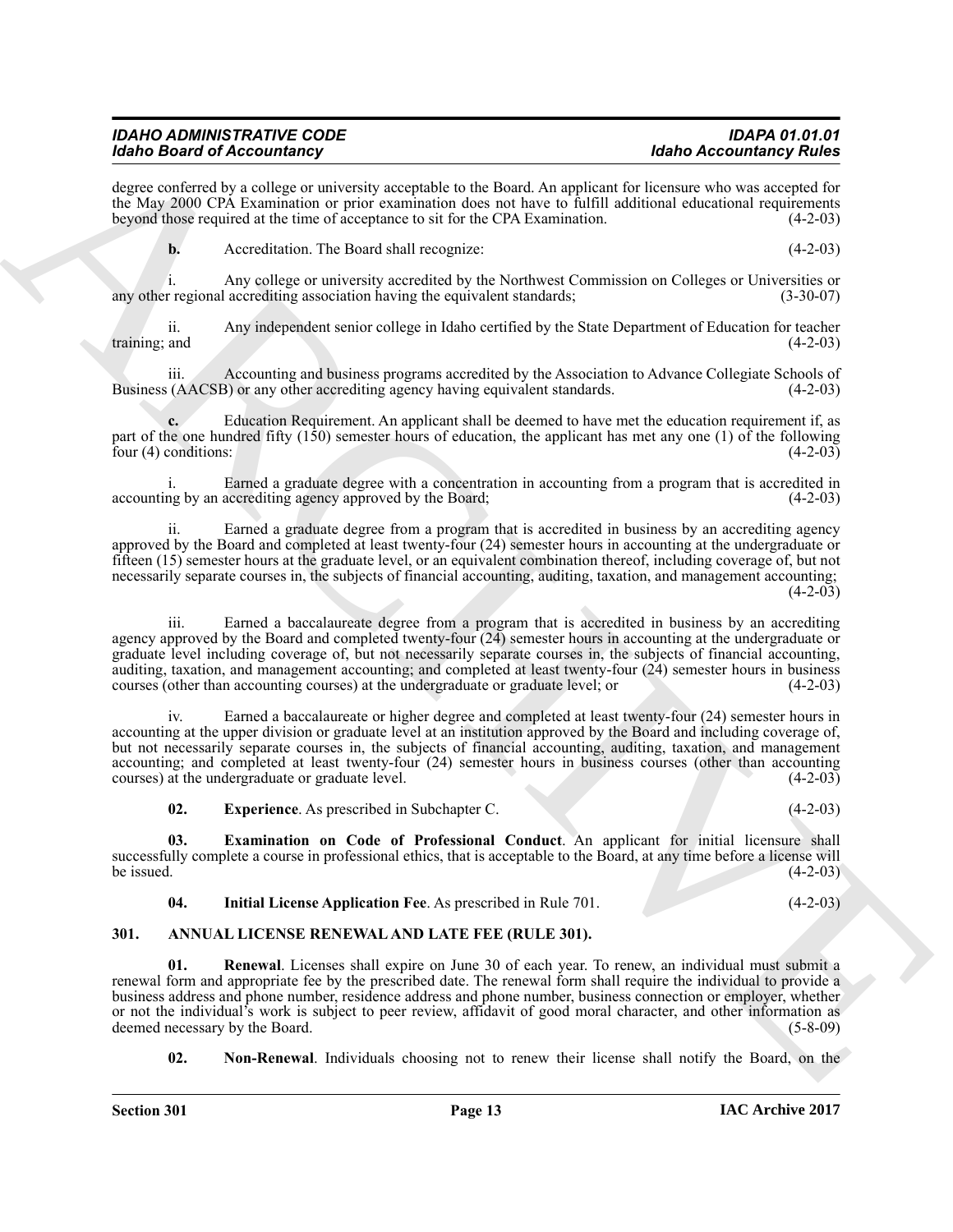degree conferred by a college or university acceptable to the Board. An applicant for licensure who was accepted for the May 2000 CPA Examination or prior examination does not have to fulfill additional educational requirements beyond those required at the time of acceptance to sit for the CPA Examination. (4-2-03)

**b.** Accreditation. The Board shall recognize: (4-2-03)

i. Any college or university accredited by the Northwest Commission on Colleges or Universities or any other regional accrediting association having the equivalent standards; (3-30-07)

ii. Any independent senior college in Idaho certified by the State Department of Education for teacher training; and (4-2-03)

iii. Accounting and business programs accredited by the Association to Advance Collegiate Schools of Business (AACSB) or any other accrediting agency having equivalent standards. (4-2-03)

**c.** Education Requirement. An applicant shall be deemed to have met the education requirement if, as part of the one hundred fifty (150) semester hours of education, the applicant has met any one (1) of the following four (4) conditions: (4-2-03)

i. Earned a graduate degree with a concentration in accounting from a program that is accredited in accounting by an accrediting agency approved by the Board; (4-2-03)

ii. Earned a graduate degree from a program that is accredited in business by an accrediting agency approved by the Board and completed at least twenty-four (24) semester hours in accounting at the undergraduate or fifteen (15) semester hours at the graduate level, or an equivalent combination thereof, including coverage of, but not necessarily separate courses in, the subjects of financial accounting, auditing, taxation, and management accounting; (4-2-03)

iii. Earned a baccalaureate degree from a program that is accredited in business by an accrediting agency approved by the Board and completed twenty-four (24) semester hours in accounting at the undergraduate or graduate level including coverage of, but not necessarily separate courses in, the subjects of financial accounting, auditing, taxation, and management accounting; and completed at least twenty-four (24) semester hours in business courses (other than accounting courses) at the undergraduate or graduate level; or (4-2-03)

iv. Earned a baccalaureate or higher degree and completed at least twenty-four (24) semester hours in accounting at the upper division or graduate level at an institution approved by the Board and including coverage of, but not necessarily separate courses in, the subjects of financial accounting, auditing, taxation, and management accounting; and completed at least twenty-four (24) semester hours in business courses (other than accounting courses) at the undergraduate or graduate level. (4-2-03)

**02. Experience**. As prescribed in Subchapter C. (4-2-03)

**03. Examination on Code of Professional Conduct**. An applicant for initial licensure shall successfully complete a course in professional ethics, that is acceptable to the Board, at any time before a license will be issued. (4-2-03)

**04. Initial License Application Fee**. As prescribed in Rule 701. (4-2-03)

## 301. ANNUAL LICENSE RENEWAL AND LATE FEE (RULE 301).

**01. Renewal**. Licenses shall expire on June 30 of each year. To renew, an individual must submit a renewal form and appropriate fee by the prescribed date. The renewal form shall require the individual to provide a business address and phone number, residence address and phone number, business connection or employer, whether or not the individual's work is subject to peer review, affidavit of good moral character, and other information as deemed necessary by the Board. (5-8-09)

**02. Non-Renewal**. Individuals choosing not to renew their license shall notify the Board, on the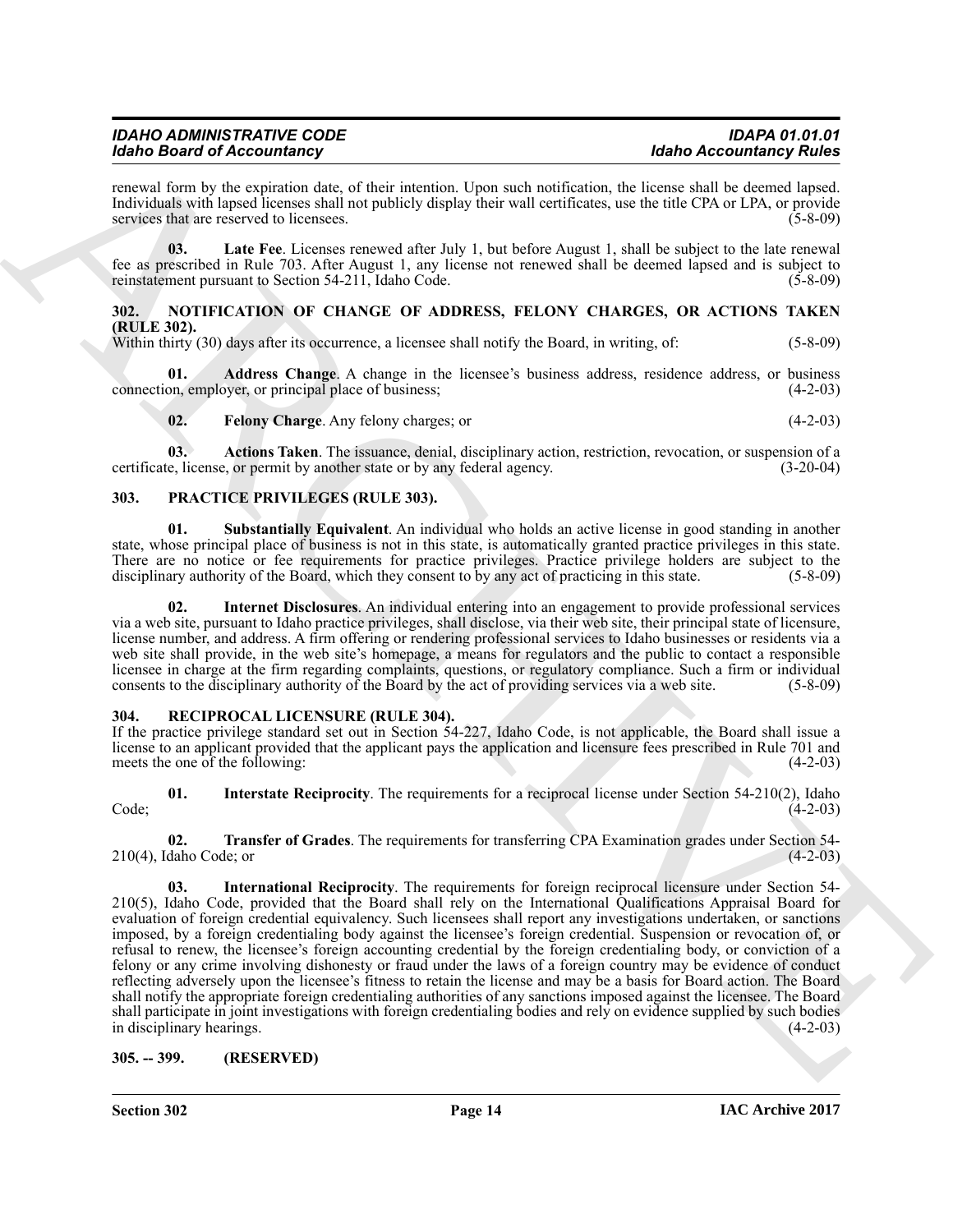renewal form by the expiration date, of their intention. Upon such notification, the license shall be deemed lapsed. Individuals with lapsed licenses shall not publicly display their wall certificates, use the title CPA or LPA, or provide services that are reserved to licensees. (5-8-09)

**03. Late Fee**. Licenses renewed after July 1, but before August 1, shall be subject to the late renewal fee as prescribed in Rule 703. After August 1, any license not renewed shall be deemed lapsed and is subject to reinstatement pursuant to Section 54-211, Idaho Code. (5-8-09)

### 302. NOTIFICATION OF CHANGE OF ADDRESS, FELONY CHARGES, OR ACTIONS TAKEN (RULE 302).

Within thirty (30) days after its occurrence, a licensee shall notify the Board, in writing, of: (5-8-09)

**01. Address Change**. A change in the licensee's business address, residence address, or business connection, employer, or principal place of business; (4-2-03)

**02. Felony Charge**. Any felony charges; or (4-2-03)

**03. Actions Taken**. The issuance, denial, disciplinary action, restriction, revocation, or suspension of a certificate, license, or permit by another state or by any federal agency. (3-20-04)

### 303. PRACTICE PRIVILEGES (RULE 303).

**01. Substantially Equivalent**. An individual who holds an active license in good standing in another state, whose principal place of business is not in this state, is automatically granted practice privileges in this state. There are no notice or fee requirements for practice privileges. Practice privilege holders are subject to the disciplinary authority of the Board, which they consent to by any act of practicing in this state. (5-8-09)

**02. Internet Disclosures**. An individual entering into an engagement to provide professional services via a web site, pursuant to Idaho practice privileges, shall disclose, via their web site, their principal state of licensure, license number, and address. A firm offering or rendering professional services to Idaho businesses or residents via a web site shall provide, in the web site's homepage, a means for regulators and the public to contact a responsible licensee in charge at the firm regarding complaints, questions, or regulatory compliance. Such a firm or individual consents to the disciplinary authority of the Board by the act of providing services via a web site. (5-8-09)

### 304. RECIPROCAL LICENSURE (RULE 304).

If the practice privilege standard set out in Section 54-227, Idaho Code, is not applicable, the Board shall issue a license to an applicant provided that the applicant pays the application and licensure fees prescribed in Rule 701 and meets the one of the following: (4-2-03)

**01. Interstate Reciprocity**. The requirements for a reciprocal license under Section 54-210(2), Idaho Code; (4-2-03)

**02. Transfer of Grades**. The requirements for transferring CPA Examination grades under Section 54-210(4), Idaho Code; or (4-2-03)

**03. International Reciprocity**. The requirements for foreign reciprocal licensure under Section 54-210(5), Idaho Code, provided that the Board shall rely on the International Qualifications Appraisal Board for evaluation of foreign credential equivalency. Such licensees shall report any investigations undertaken, or sanctions imposed, by a foreign credentialing body against the licensee's foreign credential. Suspension or revocation of, or refusal to renew, the licensee's foreign accounting credential by the foreign credentialing body, or conviction of a felony or any crime involving dishonesty or fraud under the laws of a foreign country may be evidence of conduct reflecting adversely upon the licensee's fitness to retain the license and may be a basis for Board action. The Board shall notify the appropriate foreign credentialing authorities of any sanctions imposed against the licensee. The Board shall participate in joint investigations with foreign credentialing bodies and rely on evidence supplied by such bodies in disciplinary hearings. (4-2-03)

### 305. -- 399. (RESERVED)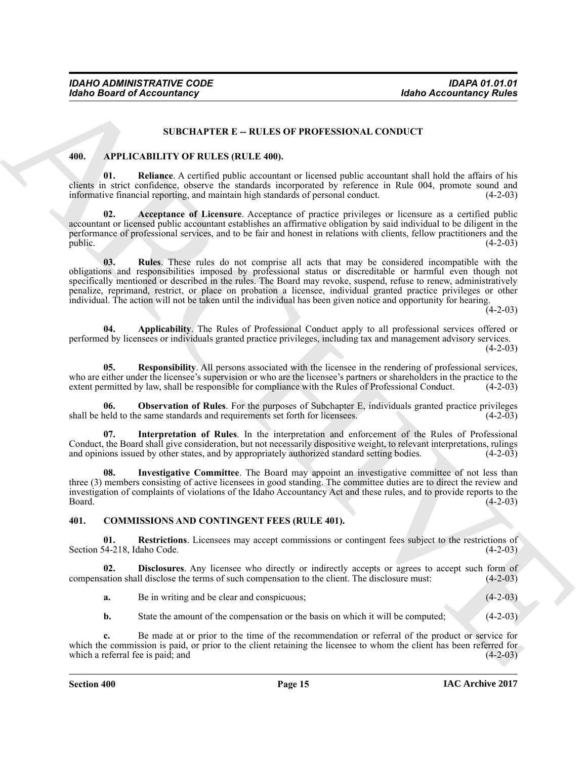## SUBCHAPTER E -- RULES OF PROFESSIONAL CONDUCT

### 400. APPLICABILITY OF RULES (RULE 400).

**01. Reliance**. A certified public accountant or licensed public accountant shall hold the affairs of his clients in strict confidence, observe the standards incorporated by reference in Rule 004, promote sound and informative financial reporting, and maintain high standards of personal conduct. (4-2-03)

**02. Acceptance of Licensure**. Acceptance of practice privileges or licensure as a certified public accountant or licensed public accountant establishes an affirmative obligation by said individual to be diligent in the performance of professional services, and to be fair and honest in relations with clients, fellow practitioners and the public. (4-2-03)

**03. Rules**. These rules do not comprise all acts that may be considered incompatible with the obligations and responsibilities imposed by professional status or discreditable or harmful even though not specifically mentioned or described in the rules. The Board may revoke, suspend, refuse to renew, administratively penalize, reprimand, restrict, or place on probation a licensee, individual granted practice privileges or other individual. The action will not be taken until the individual has been given notice and opportunity for hearing. (4-2-03)

**04. Applicability**. The Rules of Professional Conduct apply to all professional services offered or performed by licensees or individuals granted practice privileges, including tax and management advisory services. (4-2-03)

**05. Responsibility**. All persons associated with the licensee in the rendering of professional services, who are either under the licensee's supervision or who are the licensee's partners or shareholders in the practice to the extent permitted by law, shall be responsible for compliance with the Rules of Professional Conduct. (4-2-03)

**06. Observation of Rules**. For the purposes of Subchapter E, individuals granted practice privileges shall be held to the same standards and requirements set forth for licensees. (4-2-03)

**07. Interpretation of Rules**. In the interpretation and enforcement of the Rules of Professional Conduct, the Board shall give consideration, but not necessarily dispositive weight, to relevant interpretations, rulings and opinions issued by other states, and by appropriately authorized standard setting bodies. (4-2-03)

**08. Investigative Committee**. The Board may appoint an investigative committee of not less than three (3) members consisting of active licensees in good standing. The committee duties are to direct the review and investigation of complaints of violations of the Idaho Accountancy Act and these rules, and to provide reports to the Board. (4-2-03)

### 401. COMMISSIONS AND CONTINGENT FEES (RULE 401).

**01. Restrictions**. Licensees may accept commissions or contingent fees subject to the restrictions of Section 54-218, Idaho Code. (4-2-03)

**02. Disclosures**. Any licensee who directly or indirectly accepts or agrees to accept such form of compensation shall disclose the terms of such compensation to the client. The disclosure must: (4-2-03)

**a.** Be in writing and be clear and conspicuous; (4-2-03)

**b.** State the amount of the compensation or the basis on which it will be computed; (4-2-03)

**c.** Be made at or prior to the time of the recommendation or referral of the product or service for which the commission is paid, or prior to the client retaining the licensee to whom the client has been referred for which a referral fee is paid; and (4-2-03)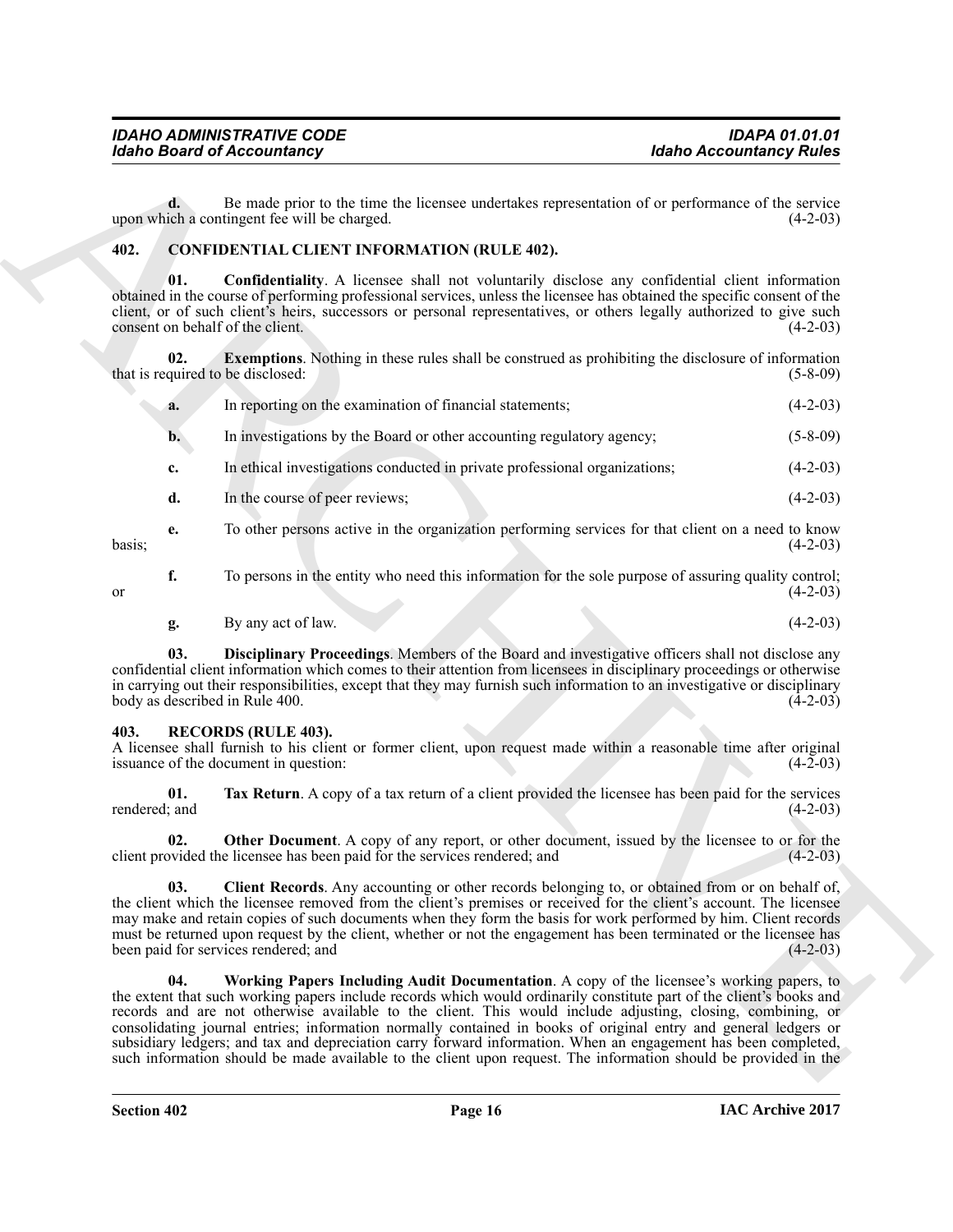**d.** Be made prior to the time the licensee undertakes representation of or performance of the service upon which a contingent fee will be charged. (4-2-03)

## 402. CONFIDENTIAL CLIENT INFORMATION (RULE 402).

**01. Confidentiality**. A licensee shall not voluntarily disclose any confidential client information obtained in the course of performing professional services, unless the licensee has obtained the specific consent of the client, or of such client's heirs, successors or personal representatives, or others legally authorized to give such consent on behalf of the client. (4-2-03)

**02. Exemptions**. Nothing in these rules shall be construed as prohibiting the disclosure of information that is required to be disclosed: (5-8-09)

**a.** In reporting on the examination of financial statements; (4-2-03)

**b.** In investigations by the Board or other accounting regulatory agency; (5-8-09)

**c.** In ethical investigations conducted in private professional organizations; (4-2-03)

**d.** In the course of peer reviews; (4-2-03)

**e.** To other persons active in the organization performing services for that client on a need to know basis; (4-2-03)

**f.** To persons in the entity who need this information for the sole purpose of assuring quality control; or (4-2-03)

**g.** By any act of law. (4-2-03)

**03. Disciplinary Proceedings**. Members of the Board and investigative officers shall not disclose any confidential client information which comes to their attention from licensees in disciplinary proceedings or otherwise in carrying out their responsibilities, except that they may furnish such information to an investigative or disciplinary body as described in Rule 400. (4-2-03)

## 403. RECORDS (RULE 403).

A licensee shall furnish to his client or former client, upon request made within a reasonable time after original issuance of the document in question: (4-2-03)

**01. Tax Return**. A copy of a tax return of a client provided the licensee has been paid for the services rendered; and (4-2-03)

**02. Other Document**. A copy of any report, or other document, issued by the licensee to or for the client provided the licensee has been paid for the services rendered; and (4-2-03)

**03. Client Records**. Any accounting or other records belonging to, or obtained from or on behalf of, the client which the licensee removed from the client's premises or received for the client's account. The licensee may make and retain copies of such documents when they form the basis for work performed by him. Client records must be returned upon request by the client, whether or not the engagement has been terminated or the licensee has been paid for services rendered; and (4-2-03)

**04. Working Papers Including Audit Documentation**. A copy of the licensee's working papers, to the extent that such working papers include records which would ordinarily constitute part of the client's books and records and are not otherwise available to the client. This would include adjusting, closing, combining, or consolidating journal entries; information normally contained in books of original entry and general ledgers or subsidiary ledgers; and tax and depreciation carry forward information. When an engagement has been completed, such information should be made available to the client upon request. The information should be provided in the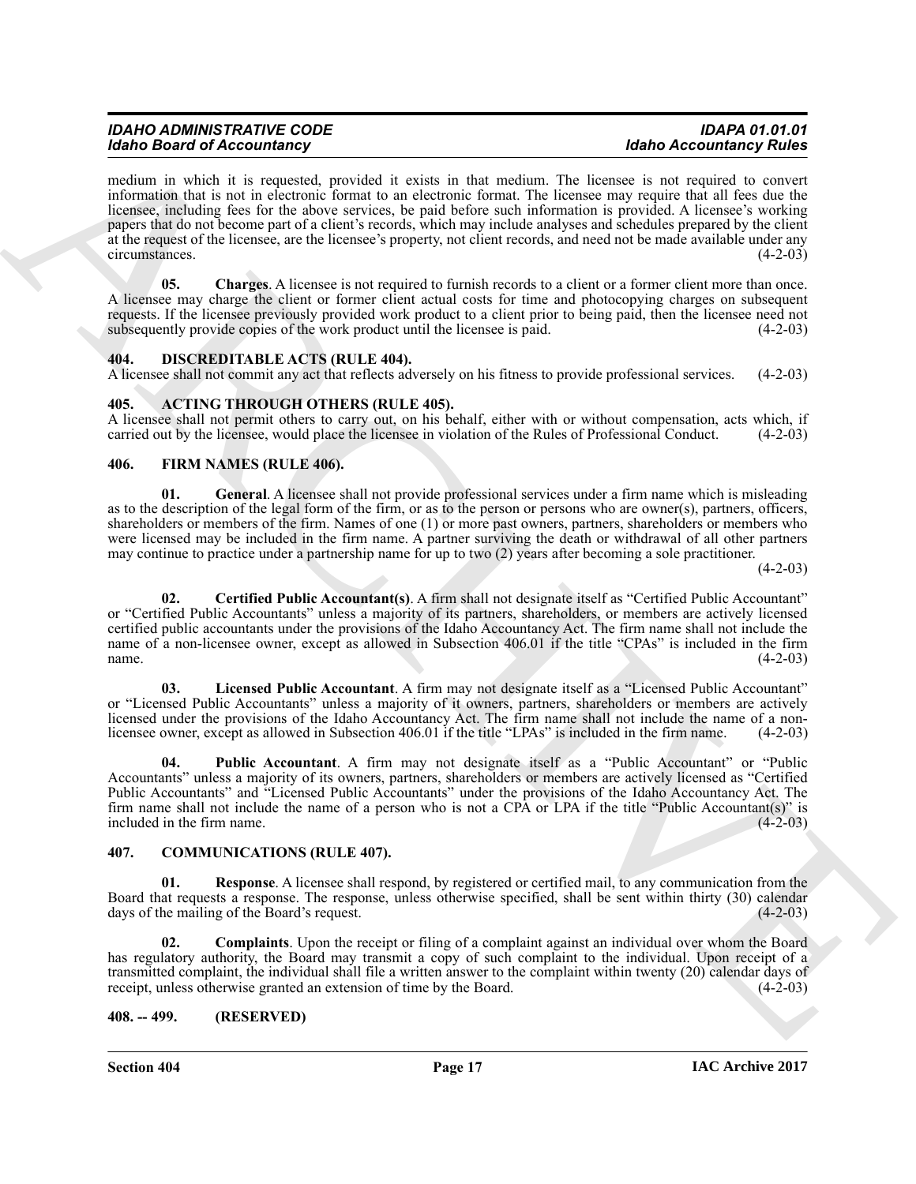medium in which it is requested, provided it exists in that medium. The licensee is not required to convert information that is not in electronic format to an electronic format. The licensee may require that all fees due the licensee, including fees for the above services, be paid before such information is provided. A licensee's working papers that do not become part of a client's records, which may include analyses and schedules prepared by the client at the request of the licensee, are the licensee's property, not client records, and need not be made available under any circumstances. (4-2-03)

**05. Charges**. A licensee is not required to furnish records to a client or a former client more than once. A licensee may charge the client or former client actual costs for time and photocopying charges on subsequent requests. If the licensee previously provided work product to a client prior to being paid, then the licensee need not subsequently provide copies of the work product until the licensee is paid. (4-2-03)

## 404. DISCREDITABLE ACTS (RULE 404).

A licensee shall not commit any act that reflects adversely on his fitness to provide professional services. (4-2-03)

## 405. ACTING THROUGH OTHERS (RULE 405).

A licensee shall not permit others to carry out, on his behalf, either with or without compensation, acts which, if carried out by the licensee, would place the licensee in violation of the Rules of Professional Conduct. (4-2-03)

## 406. FIRM NAMES (RULE 406).

**01. General**. A licensee shall not provide professional services under a firm name which is misleading as to the description of the legal form of the firm, or as to the person or persons who are owner(s), partners, officers, shareholders or members of the firm. Names of one (1) or more past owners, partners, shareholders or members who were licensed may be included in the firm name. A partner surviving the death or withdrawal of all other partners may continue to practice under a partnership name for up to two (2) years after becoming a sole practitioner. (4-2-03)

**02. Certified Public Accountant(s)**. A firm shall not designate itself as "Certified Public Accountant" or "Certified Public Accountants" unless a majority of its partners, shareholders, or members are actively licensed certified public accountants under the provisions of the Idaho Accountancy Act. The firm name shall not include the name of a non-licensee owner, except as allowed in Subsection 406.01 if the title "CPAs" is included in the firm name. (4-2-03)

**03. Licensed Public Accountant**. A firm may not designate itself as a "Licensed Public Accountant" or "Licensed Public Accountants" unless a majority of it owners, partners, shareholders or members are actively licensed under the provisions of the Idaho Accountancy Act. The firm name shall not include the name of a non-licensee owner, except as allowed in Subsection 406.01 if the title "LPAs" is included in the firm name. (4-2-03)

**04. Public Accountant**. A firm may not designate itself as a "Public Accountant" or "Public Accountants" unless a majority of its owners, partners, shareholders or members are actively licensed as "Certified Public Accountants" and "Licensed Public Accountants" under the provisions of the Idaho Accountancy Act. The firm name shall not include the name of a person who is not a CPA or LPA if the title "Public Accountant(s)" is included in the firm name. (4-2-03)

## 407. COMMUNICATIONS (RULE 407).

**01. Response**. A licensee shall respond, by registered or certified mail, to any communication from the Board that requests a response. The response, unless otherwise specified, shall be sent within thirty (30) calendar days of the mailing of the Board's request. (4-2-03)

**02. Complaints**. Upon the receipt or filing of a complaint against an individual over whom the Board has regulatory authority, the Board may transmit a copy of such complaint to the individual. Upon receipt of a transmitted complaint, the individual shall file a written answer to the complaint within twenty (20) calendar days of receipt, unless otherwise granted an extension of time by the Board. (4-2-03)

## 408. -- 499. (RESERVED)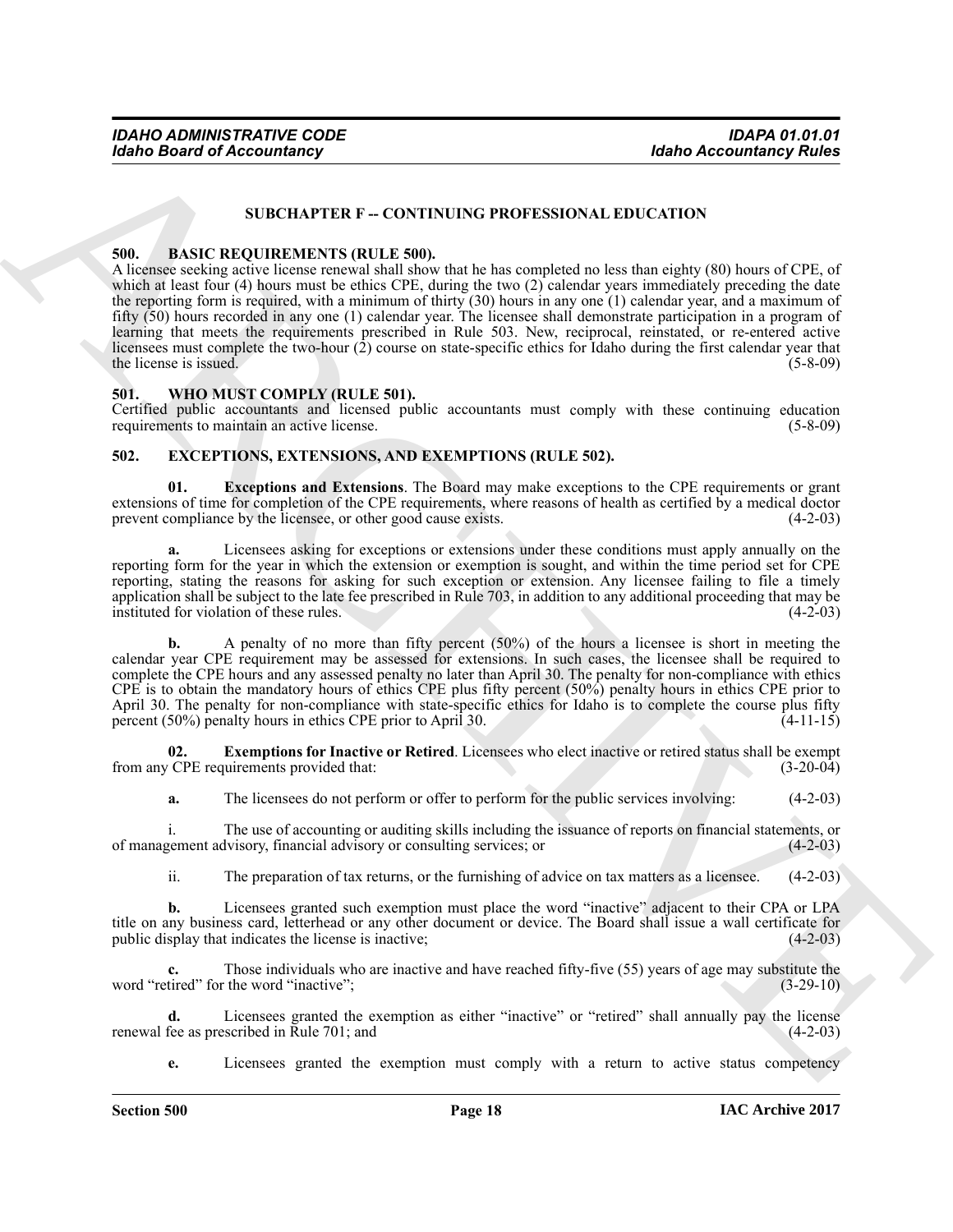## SUBCHAPTER F -- CONTINUING PROFESSIONAL EDUCATION

### 500. BASIC REQUIREMENTS (RULE 500).

A licensee seeking active license renewal shall show that he has completed no less than eighty (80) hours of CPE, of which at least four (4) hours must be ethics CPE, during the two (2) calendar years immediately preceding the date the reporting form is required, with a minimum of thirty (30) hours in any one (1) calendar year, and a maximum of fifty (50) hours recorded in any one (1) calendar year. The licensee shall demonstrate participation in a program of learning that meets the requirements prescribed in Rule 503. New, reciprocal, reinstated, or re-entered active licensees must complete the two-hour (2) course on state-specific ethics for Idaho during the first calendar year that the license is issued. (5-8-09)

### 501. WHO MUST COMPLY (RULE 501).

Certified public accountants and licensed public accountants must comply with these continuing education requirements to maintain an active license. (5-8-09)

### 502. EXCEPTIONS, EXTENSIONS, AND EXEMPTIONS (RULE 502).

**01. Exceptions and Extensions**. The Board may make exceptions to the CPE requirements or grant extensions of time for completion of the CPE requirements, where reasons of health as certified by a medical doctor prevent compliance by the licensee, or other good cause exists. (4-2-03)

**a.** Licensees asking for exceptions or extensions under these conditions must apply annually on the reporting form for the year in which the extension or exemption is sought, and within the time period set for CPE reporting, stating the reasons for asking for such exception or extension. Any licensee failing to file a timely application shall be subject to the late fee prescribed in Rule 703, in addition to any additional proceeding that may be instituted for violation of these rules. (4-2-03)

**b.** A penalty of no more than fifty percent (50%) of the hours a licensee is short in meeting the calendar year CPE requirement may be assessed for extensions. In such cases, the licensee shall be required to complete the CPE hours and any assessed penalty no later than April 30. The penalty for non-compliance with ethics CPE is to obtain the mandatory hours of ethics CPE plus fifty percent (50%) penalty hours in ethics CPE prior to April 30. The penalty for non-compliance with state-specific ethics for Idaho is to complete the course plus fifty percent (50%) penalty hours in ethics CPE prior to April 30. (4-11-15)

**02. Exemptions for Inactive or Retired**. Licensees who elect inactive or retired status shall be exempt from any CPE requirements provided that: (3-20-04)

**a.** The licensees do not perform or offer to perform for the public services involving: (4-2-03)

i. The use of accounting or auditing skills including the issuance of reports on financial statements, or of management advisory, financial advisory or consulting services; or (4-2-03)

ii. The preparation of tax returns, or the furnishing of advice on tax matters as a licensee. (4-2-03)

**b.** Licensees granted such exemption must place the word "inactive" adjacent to their CPA or LPA title on any business card, letterhead or any other document or device. The Board shall issue a wall certificate for public display that indicates the license is inactive; (4-2-03)

**c.** Those individuals who are inactive and have reached fifty-five (55) years of age may substitute the word "retired" for the word "inactive"; (3-29-10)

**d.** Licensees granted the exemption as either "inactive" or "retired" shall annually pay the license renewal fee as prescribed in Rule 701; and (4-2-03)

**e.** Licensees granted the exemption must comply with a return to active status competency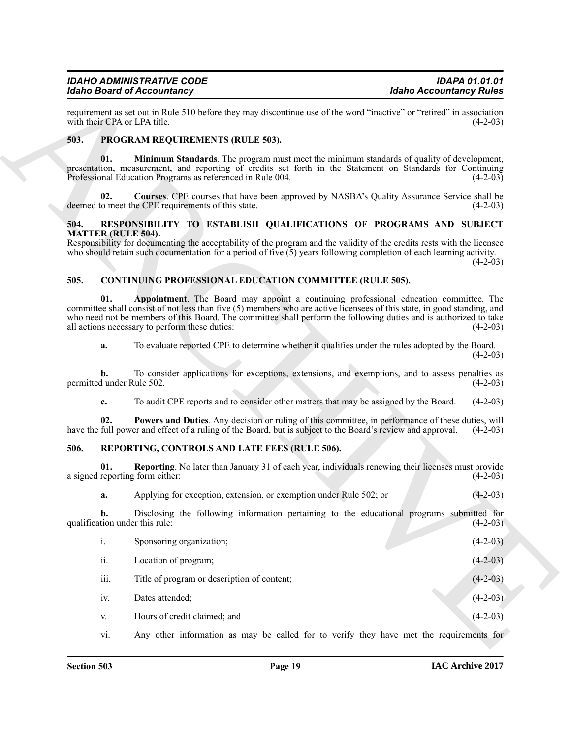requirement as set out in Rule 510 before they may discontinue use of the word "inactive" or "retired" in association with their CPA or LPA title. (4-2-03)

## 503. PROGRAM REQUIREMENTS (RULE 503).

**01. Minimum Standards**. The program must meet the minimum standards of quality of development, presentation, measurement, and reporting of credits set forth in the Statement on Standards for Continuing Professional Education Programs as referenced in Rule 004. (4-2-03)

**02. Courses**. CPE courses that have been approved by NASBA's Quality Assurance Service shall be deemed to meet the CPE requirements of this state. (4-2-03)

## 504. RESPONSIBILITY TO ESTABLISH QUALIFICATIONS OF PROGRAMS AND SUBJECT MATTER (RULE 504).

Responsibility for documenting the acceptability of the program and the validity of the credits rests with the licensee who should retain such documentation for a period of five (5) years following completion of each learning activity. (4-2-03)

## 505. CONTINUING PROFESSIONAL EDUCATION COMMITTEE (RULE 505).

**01. Appointment**. The Board may appoint a continuing professional education committee. The committee shall consist of not less than five (5) members who are active licensees of this state, in good standing, and who need not be members of this Board. The committee shall perform the following duties and is authorized to take all actions necessary to perform these duties: (4-2-03)

**a.** To evaluate reported CPE to determine whether it qualifies under the rules adopted by the Board. (4-2-03)

**b.** To consider applications for exceptions, extensions, and exemptions, and to assess penalties as permitted under Rule 502. (4-2-03)

**c.** To audit CPE reports and to consider other matters that may be assigned by the Board. (4-2-03)

**02. Powers and Duties**. Any decision or ruling of this committee, in performance of these duties, will have the full power and effect of a ruling of the Board, but is subject to the Board's review and approval. (4-2-03)

## 506. REPORTING, CONTROLS AND LATE FEES (RULE 506).

**01. Reporting**. No later than January 31 of each year, individuals renewing their licenses must provide a signed reporting form either: (4-2-03)

**a.** Applying for exception, extension, or exemption under Rule 502; or (4-2-03)

**b.** Disclosing the following information pertaining to the educational programs submitted for qualification under this rule: (4-2-03)

i. Sponsoring organization; (4-2-03)

ii. Location of program; (4-2-03)

iii. Title of program or description of content; (4-2-03)

iv. Dates attended; (4-2-03)

v. Hours of credit claimed; and (4-2-03)

vi. Any other information as may be called for to verify they have met the requirements for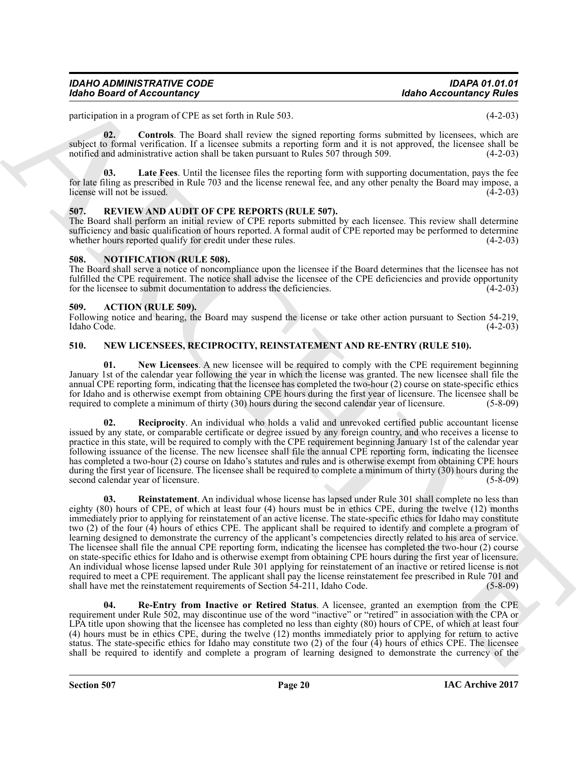participation in a program of CPE as set forth in Rule 503. (4-2-03)

**02. Controls**. The Board shall review the signed reporting forms submitted by licensees, which are subject to formal verification. If a licensee submits a reporting form and it is not approved, the licensee shall be notified and administrative action shall be taken pursuant to Rules 507 through 509. (4-2-03)

**03. Late Fees**. Until the licensee files the reporting form with supporting documentation, pays the fee for late filing as prescribed in Rule 703 and the license renewal fee, and any other penalty the Board may impose, a license will not be issued. (4-2-03)

## 507. REVIEW AND AUDIT OF CPE REPORTS (RULE 507).

The Board shall perform an initial review of CPE reports submitted by each licensee. This review shall determine sufficiency and basic qualification of hours reported. A formal audit of CPE reported may be performed to determine whether hours reported qualify for credit under these rules. (4-2-03)

## 508. NOTIFICATION (RULE 508).

The Board shall serve a notice of noncompliance upon the licensee if the Board determines that the licensee has not fulfilled the CPE requirement. The notice shall advise the licensee of the CPE deficiencies and provide opportunity for the licensee to submit documentation to address the deficiencies. (4-2-03)

## 509. ACTION (RULE 509).

Following notice and hearing, the Board may suspend the license or take other action pursuant to Section 54-219, Idaho Code. (4-2-03)

## 510. NEW LICENSEES, RECIPROCITY, REINSTATEMENT AND RE-ENTRY (RULE 510).

**01. New Licensees**. A new licensee will be required to comply with the CPE requirement beginning January 1st of the calendar year following the year in which the license was granted. The new licensee shall file the annual CPE reporting form, indicating that the licensee has completed the two-hour (2) course on state-specific ethics for Idaho and is otherwise exempt from obtaining CPE hours during the first year of licensure. The licensee shall be required to complete a minimum of thirty (30) hours during the second calendar year of licensure. (5-8-09)

**02. Reciprocity**. An individual who holds a valid and unrevoked certified public accountant license issued by any state, or comparable certificate or degree issued by any foreign country, and who receives a license to practice in this state, will be required to comply with the CPE requirement beginning January 1st of the calendar year following issuance of the license. The new licensee shall file the annual CPE reporting form, indicating the licensee has completed a two-hour (2) course on Idaho's statutes and rules and is otherwise exempt from obtaining CPE hours during the first year of licensure. The licensee shall be required to complete a minimum of thirty (30) hours during the second calendar year of licensure. (5-8-09)

**03. Reinstatement**. An individual whose license has lapsed under Rule 301 shall complete no less than eighty (80) hours of CPE, of which at least four (4) hours must be in ethics CPE, during the twelve (12) months immediately prior to applying for reinstatement of an active license. The state-specific ethics for Idaho may constitute two (2) of the four (4) hours of ethics CPE. The applicant shall be required to identify and complete a program of learning designed to demonstrate the currency of the applicant's competencies directly related to his area of service. The licensee shall file the annual CPE reporting form, indicating the licensee has completed the two-hour (2) course on state-specific ethics for Idaho and is otherwise exempt from obtaining CPE hours during the first year of licensure. An individual whose license lapsed under Rule 301 applying for reinstatement of an inactive or retired license is not required to meet a CPE requirement. The applicant shall pay the license reinstatement fee prescribed in Rule 701 and shall have met the reinstatement requirements of Section 54-211, Idaho Code. (5-8-09)

**04. Re-Entry from Inactive or Retired Status**. A licensee, granted an exemption from the CPE requirement under Rule 502, may discontinue use of the word "inactive" or "retired" in association with the CPA or LPA title upon showing that the licensee has completed no less than eighty (80) hours of CPE, of which at least four (4) hours must be in ethics CPE, during the twelve (12) months immediately prior to applying for return to active status. The state-specific ethics for Idaho may constitute two (2) of the four (4) hours of ethics CPE. The licensee shall be required to identify and complete a program of learning designed to demonstrate the currency of the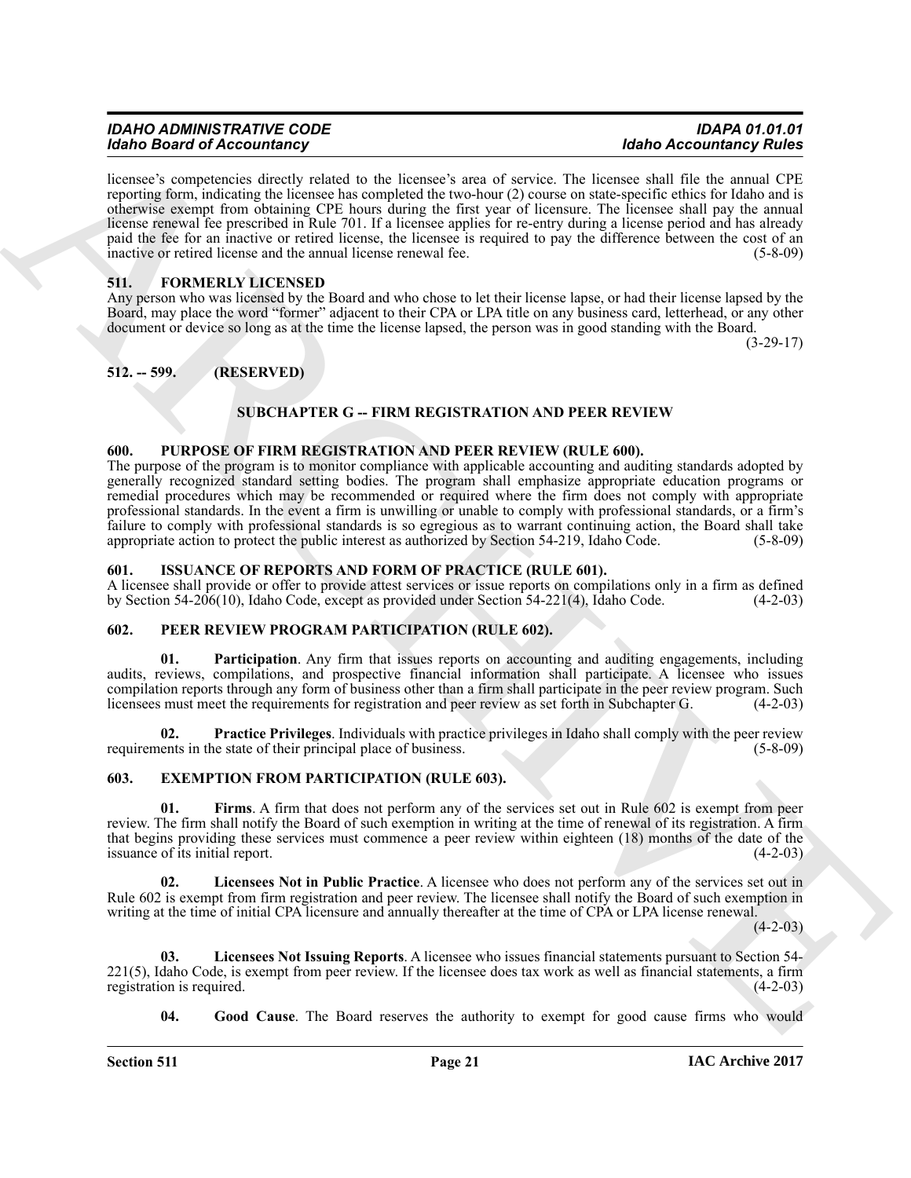licensee's competencies directly related to the licensee's area of service. The licensee shall file the annual CPE reporting form, indicating the licensee has completed the two-hour (2) course on state-specific ethics for Idaho and is otherwise exempt from obtaining CPE hours during the first year of licensure. The licensee shall pay the annual license renewal fee prescribed in Rule 701. If a licensee applies for re-entry during a license period and has already paid the fee for an inactive or retired license, the licensee is required to pay the difference between the cost of an inactive or retired license and the annual license renewal fee. (5-8-09)

## 511. FORMERLY LICENSED

Any person who was licensed by the Board and who chose to let their license lapse, or had their license lapsed by the Board, may place the word "former" adjacent to their CPA or LPA title on any business card, letterhead, or any other document or device so long as at the time the license lapsed, the person was in good standing with the Board. (3-29-17)

## 512. -- 599. (RESERVED)

## SUBCHAPTER G -- FIRM REGISTRATION AND PEER REVIEW

## 600. PURPOSE OF FIRM REGISTRATION AND PEER REVIEW (RULE 600).

The purpose of the program is to monitor compliance with applicable accounting and auditing standards adopted by generally recognized standard setting bodies. The program shall emphasize appropriate education programs or remedial procedures which may be recommended or required where the firm does not comply with appropriate professional standards. In the event a firm is unwilling or unable to comply with professional standards, or a firm's failure to comply with professional standards is so egregious as to warrant continuing action, the Board shall take appropriate action to protect the public interest as authorized by Section 54-219, Idaho Code. (5-8-09)

## 601. ISSUANCE OF REPORTS AND FORM OF PRACTICE (RULE 601).

A licensee shall provide or offer to provide attest services or issue reports on compilations only in a firm as defined by Section 54-206(10), Idaho Code, except as provided under Section 54-221(4), Idaho Code. (4-2-03)

## 602. PEER REVIEW PROGRAM PARTICIPATION (RULE 602).

**01. Participation**. Any firm that issues reports on accounting and auditing engagements, including audits, reviews, compilations, and prospective financial information shall participate. A licensee who issues compilation reports through any form of business other than a firm shall participate in the peer review program. Such licensees must meet the requirements for registration and peer review as set forth in Subchapter G. (4-2-03)

**02. Practice Privileges**. Individuals with practice privileges in Idaho shall comply with the peer review requirements in the state of their principal place of business. (5-8-09)

## 603. EXEMPTION FROM PARTICIPATION (RULE 603).

**01. Firms**. A firm that does not perform any of the services set out in Rule 602 is exempt from peer review. The firm shall notify the Board of such exemption in writing at the time of renewal of its registration. A firm that begins providing these services must commence a peer review within eighteen (18) months of the date of the issuance of its initial report. (4-2-03)

**02. Licensees Not in Public Practice**. A licensee who does not perform any of the services set out in Rule 602 is exempt from firm registration and peer review. The licensee shall notify the Board of such exemption in writing at the time of initial CPA licensure and annually thereafter at the time of CPA or LPA license renewal. (4-2-03)

**03. Licensees Not Issuing Reports**. A licensee who issues financial statements pursuant to Section 54-221(5), Idaho Code, is exempt from peer review. If the licensee does tax work as well as financial statements, a firm registration is required. (4-2-03)

**04. Good Cause**. The Board reserves the authority to exempt for good cause firms who would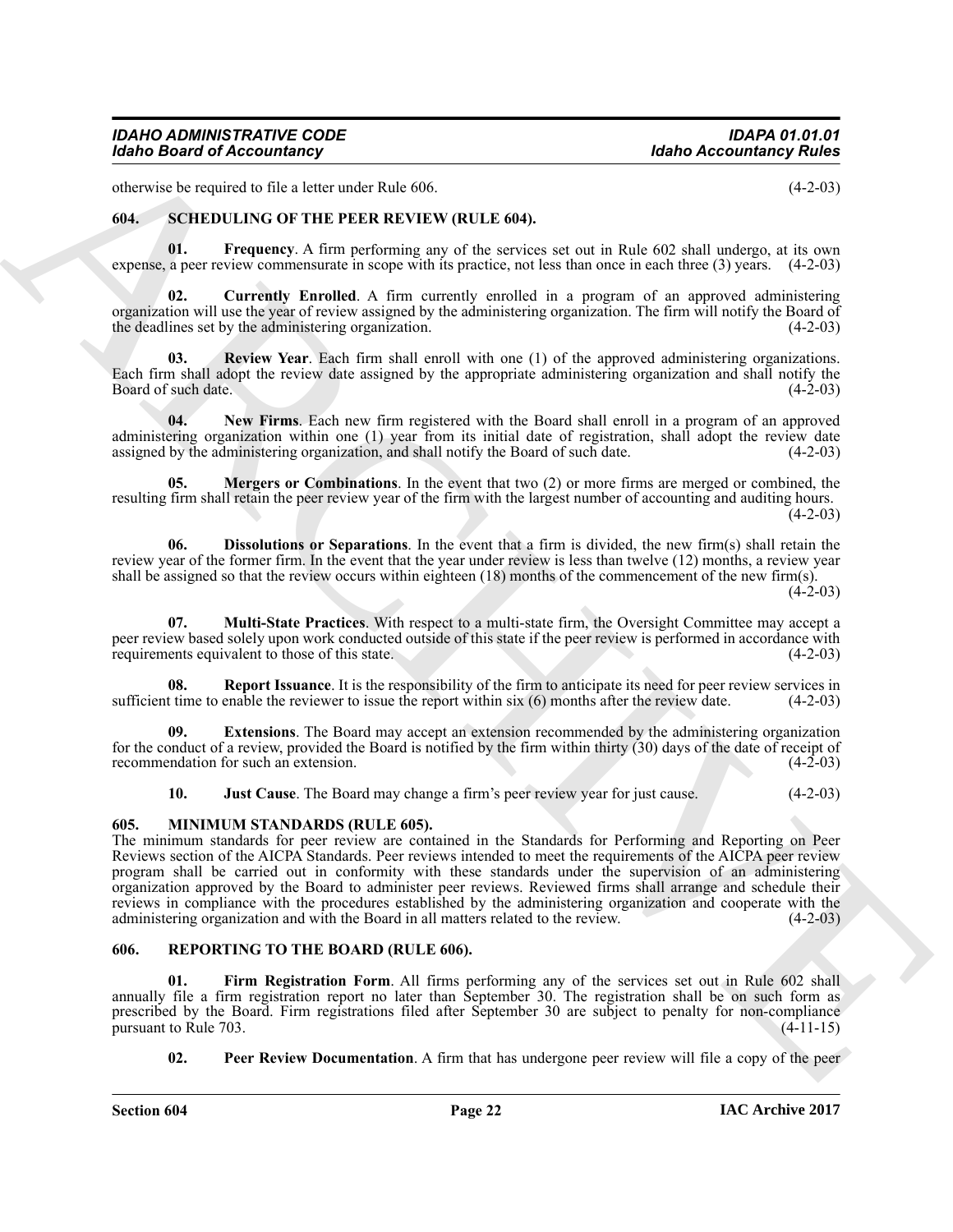otherwise be required to file a letter under Rule 606. (4-2-03)

## 604. SCHEDULING OF THE PEER REVIEW (RULE 604).

**01. Frequency**. A firm performing any of the services set out in Rule 602 shall undergo, at its own expense, a peer review commensurate in scope with its practice, not less than once in each three (3) years. (4-2-03)

**02. Currently Enrolled**. A firm currently enrolled in a program of an approved administering organization will use the year of review assigned by the administering organization. The firm will notify the Board of the deadlines set by the administering organization. (4-2-03)

**03. Review Year**. Each firm shall enroll with one (1) of the approved administering organizations. Each firm shall adopt the review date assigned by the appropriate administering organization and shall notify the Board of such date. (4-2-03)

**04. New Firms**. Each new firm registered with the Board shall enroll in a program of an approved administering organization within one (1) year from its initial date of registration, shall adopt the review date assigned by the administering organization, and shall notify the Board of such date. (4-2-03)

**05. Mergers or Combinations**. In the event that two (2) or more firms are merged or combined, the resulting firm shall retain the peer review year of the firm with the largest number of accounting and auditing hours. (4-2-03)

**06. Dissolutions or Separations**. In the event that a firm is divided, the new firm(s) shall retain the review year of the former firm. In the event that the year under review is less than twelve (12) months, a review year shall be assigned so that the review occurs within eighteen (18) months of the commencement of the new firm(s). (4-2-03)

**07. Multi-State Practices**. With respect to a multi-state firm, the Oversight Committee may accept a peer review based solely upon work conducted outside of this state if the peer review is performed in accordance with requirements equivalent to those of this state. (4-2-03)

**08. Report Issuance**. It is the responsibility of the firm to anticipate its need for peer review services in sufficient time to enable the reviewer to issue the report within six (6) months after the review date. (4-2-03)

**09. Extensions**. The Board may accept an extension recommended by the administering organization for the conduct of a review, provided the Board is notified by the firm within thirty (30) days of the date of receipt of recommendation for such an extension. (4-2-03)

**10. Just Cause**. The Board may change a firm's peer review year for just cause. (4-2-03)

## 605. MINIMUM STANDARDS (RULE 605).

The minimum standards for peer review are contained in the Standards for Performing and Reporting on Peer Reviews section of the AICPA Standards. Peer reviews intended to meet the requirements of the AICPA peer review program shall be carried out in conformity with these standards under the supervision of an administering organization approved by the Board to administer peer reviews. Reviewed firms shall arrange and schedule their reviews in compliance with the procedures established by the administering organization and cooperate with the administering organization and with the Board in all matters related to the review. (4-2-03)

## 606. REPORTING TO THE BOARD (RULE 606).

**01. Firm Registration Form**. All firms performing any of the services set out in Rule 602 shall annually file a firm registration report no later than September 30. The registration shall be on such form as prescribed by the Board. Firm registrations filed after September 30 are subject to penalty for non-compliance pursuant to Rule 703. (4-11-15)

**02. Peer Review Documentation**. A firm that has undergone peer review will file a copy of the peer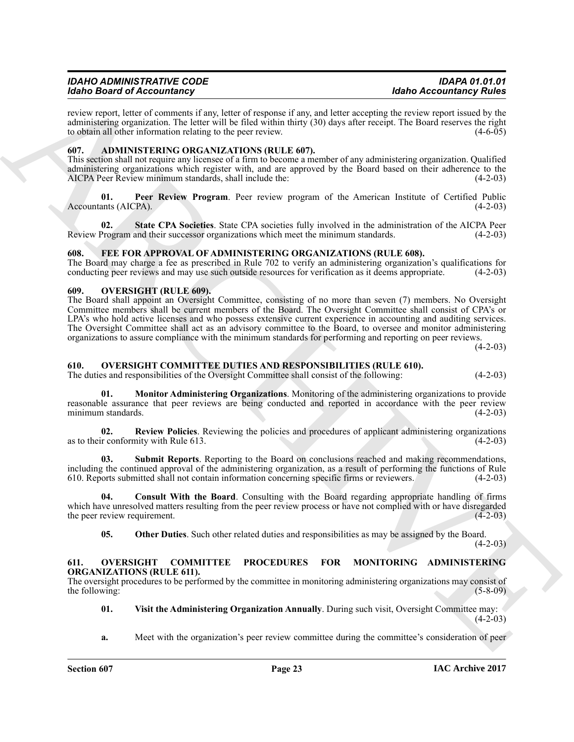review report, letter of comments if any, letter of response if any, and letter accepting the review report issued by the administering organization. The letter will be filed within thirty (30) days after receipt. The Board reserves the right to obtain all other information relating to the peer review. (4-6-05)

## 607. ADMINISTERING ORGANIZATIONS (RULE 607).

This section shall not require any licensee of a firm to become a member of any administering organization. Qualified administering organizations which register with, and are approved by the Board based on their adherence to the AICPA Peer Review minimum standards, shall include the: (4-2-03)

**01. Peer Review Program**. Peer review program of the American Institute of Certified Public Accountants (AICPA). (4-2-03)

**02. State CPA Societies**. State CPA societies fully involved in the administration of the AICPA Peer Review Program and their successor organizations which meet the minimum standards. (4-2-03)

## 608. FEE FOR APPROVAL OF ADMINISTERING ORGANIZATIONS (RULE 608).

The Board may charge a fee as prescribed in Rule 702 to verify an administering organization's qualifications for conducting peer reviews and may use such outside resources for verification as it deems appropriate. (4-2-03)

## 609. OVERSIGHT (RULE 609).

The Board shall appoint an Oversight Committee, consisting of no more than seven (7) members. No Oversight Committee members shall be current members of the Board. The Oversight Committee shall consist of CPA's or LPA's who hold active licenses and who possess extensive current experience in accounting and auditing services. The Oversight Committee shall act as an advisory committee to the Board, to oversee and monitor administering organizations to assure compliance with the minimum standards for performing and reporting on peer reviews. (4-2-03)

## 610. OVERSIGHT COMMITTEE DUTIES AND RESPONSIBILITIES (RULE 610).

The duties and responsibilities of the Oversight Committee shall consist of the following: (4-2-03)

**01. Monitor Administering Organizations**. Monitoring of the administering organizations to provide reasonable assurance that peer reviews are being conducted and reported in accordance with the peer review minimum standards. (4-2-03)

**02. Review Policies**. Reviewing the policies and procedures of applicant administering organizations as to their conformity with Rule 613. (4-2-03)

**03. Submit Reports**. Reporting to the Board on conclusions reached and making recommendations, including the continued approval of the administering organization, as a result of performing the functions of Rule 610. Reports submitted shall not contain information concerning specific firms or reviewers. (4-2-03)

**04. Consult With the Board**. Consulting with the Board regarding appropriate handling of firms which have unresolved matters resulting from the peer review process or have not complied with or have disregarded the peer review requirement. (4-2-03)

**05. Other Duties**. Such other related duties and responsibilities as may be assigned by the Board. (4-2-03)

## 611. OVERSIGHT COMMITTEE PROCEDURES FOR MONITORING ADMINISTERING ORGANIZATIONS (RULE 611).

The oversight procedures to be performed by the committee in monitoring administering organizations may consist of the following: (5-8-09)

**01. Visit the Administering Organization Annually**. During such visit, Oversight Committee may: (4-2-03)

**a.** Meet with the organization's peer review committee during the committee's consideration of peer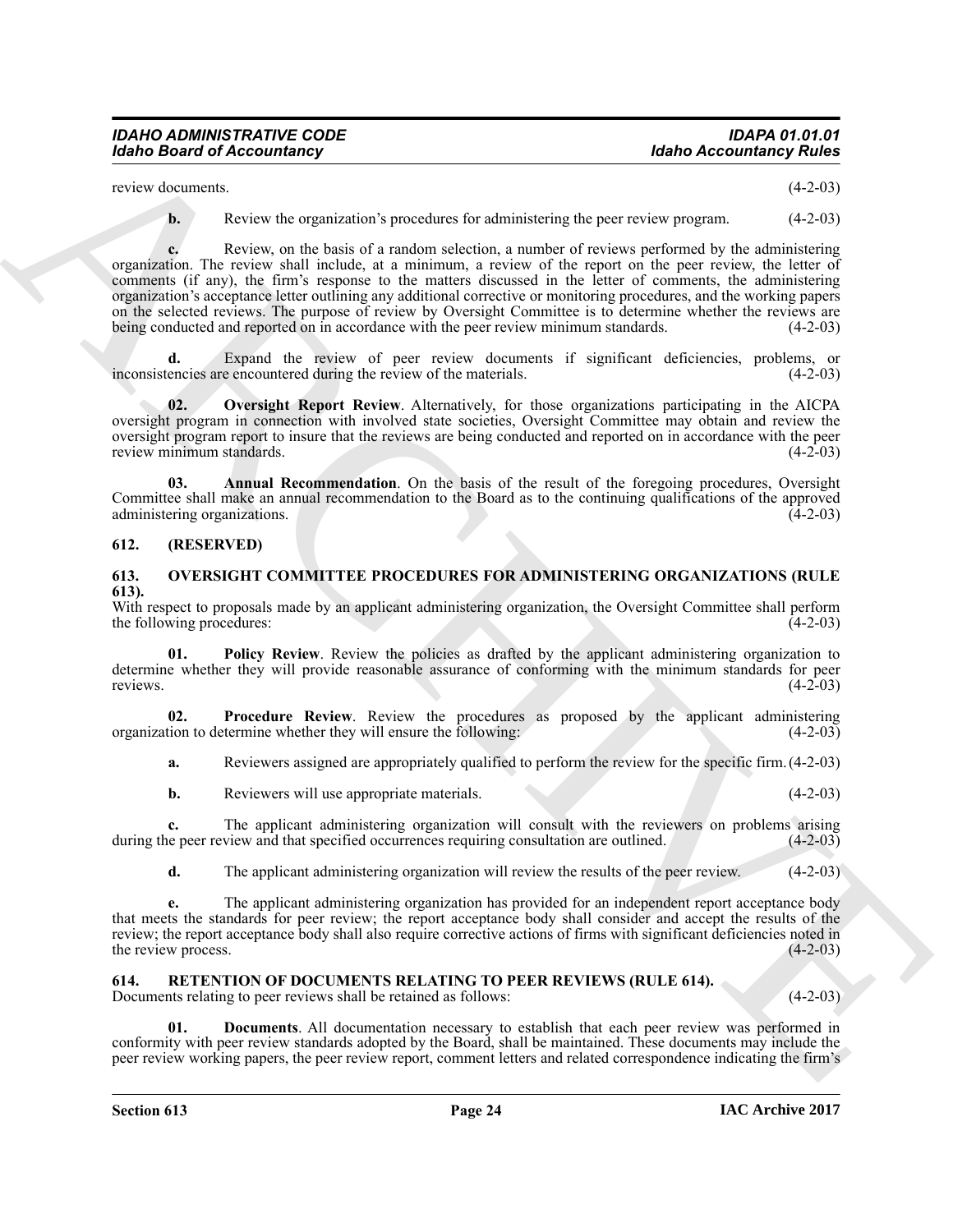review documents. (4-2-03)

**b.** Review the organization's procedures for administering the peer review program. (4-2-03)

**c.** Review, on the basis of a random selection, a number of reviews performed by the administering organization. The review shall include, at a minimum, a review of the report on the peer review, the letter of comments (if any), the firm's response to the matters discussed in the letter of comments, the administering organization's acceptance letter outlining any additional corrective or monitoring procedures, and the working papers on the selected reviews. The purpose of review by Oversight Committee is to determine whether the reviews are being conducted and reported on in accordance with the peer review minimum standards. (4-2-03)

**d.** Expand the review of peer review documents if significant deficiencies, problems, or inconsistencies are encountered during the review of the materials. (4-2-03)

**02. Oversight Report Review**. Alternatively, for those organizations participating in the AICPA oversight program in connection with involved state societies, Oversight Committee may obtain and review the oversight program report to insure that the reviews are being conducted and reported on in accordance with the peer review minimum standards. (4-2-03)

**03. Annual Recommendation**. On the basis of the result of the foregoing procedures, Oversight Committee shall make an annual recommendation to the Board as to the continuing qualifications of the approved administering organizations. (4-2-03)

## 612. (RESERVED)

## 613. OVERSIGHT COMMITTEE PROCEDURES FOR ADMINISTERING ORGANIZATIONS (RULE 613).

With respect to proposals made by an applicant administering organization, the Oversight Committee shall perform the following procedures: (4-2-03)

**01. Policy Review**. Review the policies as drafted by the applicant administering organization to determine whether they will provide reasonable assurance of conforming with the minimum standards for peer reviews. (4-2-03)

**02. Procedure Review**. Review the procedures as proposed by the applicant administering organization to determine whether they will ensure the following: (4-2-03)

**a.** Reviewers assigned are appropriately qualified to perform the review for the specific firm. (4-2-03)

**b.** Reviewers will use appropriate materials. (4-2-03)

**c.** The applicant administering organization will consult with the reviewers on problems arising during the peer review and that specified occurrences requiring consultation are outlined. (4-2-03)

**d.** The applicant administering organization will review the results of the peer review. (4-2-03)

**e.** The applicant administering organization has provided for an independent report acceptance body that meets the standards for peer review; the report acceptance body shall consider and accept the results of the review; the report acceptance body shall also require corrective actions of firms with significant deficiencies noted in the review process. (4-2-03)

## 614. RETENTION OF DOCUMENTS RELATING TO PEER REVIEWS (RULE 614).

Documents relating to peer reviews shall be retained as follows: (4-2-03)

**01. Documents**. All documentation necessary to establish that each peer review was performed in conformity with peer review standards adopted by the Board, shall be maintained. These documents may include the peer review working papers, the peer review report, comment letters and related correspondence indicating the firm's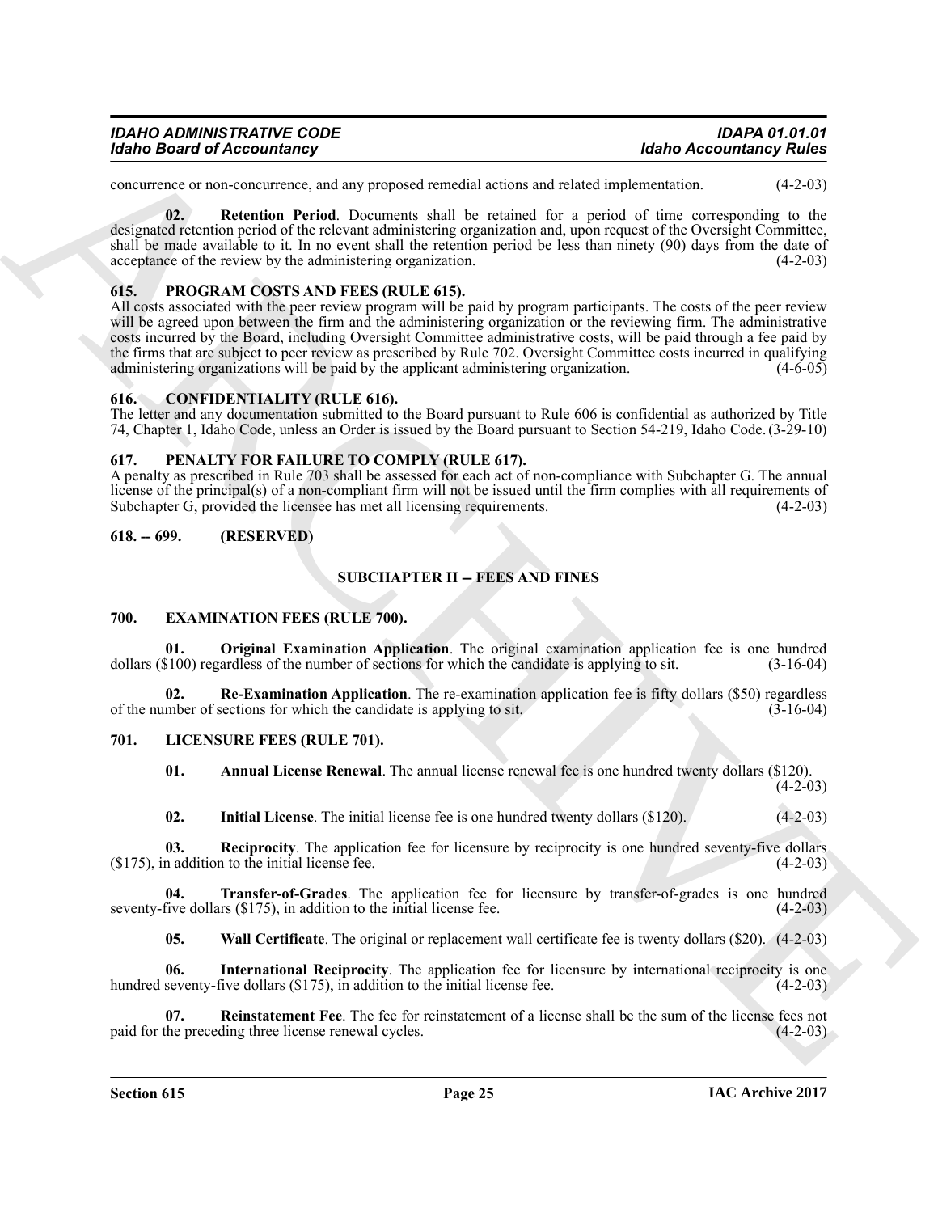concurrence or non-concurrence, and any proposed remedial actions and related implementation. (4-2-03)

**02. Retention Period**. Documents shall be retained for a period of time corresponding to the designated retention period of the relevant administering organization and, upon request of the Oversight Committee, shall be made available to it. In no event shall the retention period be less than ninety (90) days from the date of acceptance of the review by the administering organization. (4-2-03)

### 615. PROGRAM COSTS AND FEES (RULE 615).

All costs associated with the peer review program will be paid by program participants. The costs of the peer review will be agreed upon between the firm and the administering organization or the reviewing firm. The administrative costs incurred by the Board, including Oversight Committee administrative costs, will be paid through a fee paid by the firms that are subject to peer review as prescribed by Rule 702. Oversight Committee costs incurred in qualifying administering organizations will be paid by the applicant administering organization. (4-6-05)

### 616. CONFIDENTIALITY (RULE 616).

The letter and any documentation submitted to the Board pursuant to Rule 606 is confidential as authorized by Title 74, Chapter 1, Idaho Code, unless an Order is issued by the Board pursuant to Section 54-219, Idaho Code. (3-29-10)

### 617. PENALTY FOR FAILURE TO COMPLY (RULE 617).

A penalty as prescribed in Rule 703 shall be assessed for each act of non-compliance with Subchapter G. The annual license of the principal(s) of a non-compliant firm will not be issued until the firm complies with all requirements of Subchapter G, provided the licensee has met all licensing requirements. (4-2-03)

### 618. -- 699. (RESERVED)

## SUBCHAPTER H -- FEES AND FINES

### 700. EXAMINATION FEES (RULE 700).

**01. Original Examination Application**. The original examination application fee is one hundred dollars ($100) regardless of the number of sections for which the candidate is applying to sit. (3-16-04)

**02. Re-Examination Application**. The re-examination application fee is fifty dollars ($50) regardless of the number of sections for which the candidate is applying to sit. (3-16-04)

### 701. LICENSURE FEES (RULE 701).

**01. Annual License Renewal**. The annual license renewal fee is one hundred twenty dollars ($120). (4-2-03)

**02. Initial License**. The initial license fee is one hundred twenty dollars ($120). (4-2-03)

**03. Reciprocity**. The application fee for licensure by reciprocity is one hundred seventy-five dollars ($175), in addition to the initial license fee. (4-2-03)

**04. Transfer-of-Grades**. The application fee for licensure by transfer-of-grades is one hundred seventy-five dollars ($175), in addition to the initial license fee. (4-2-03)

**05. Wall Certificate**. The original or replacement wall certificate fee is twenty dollars ($20). (4-2-03)

**06. International Reciprocity**. The application fee for licensure by international reciprocity is one hundred seventy-five dollars ($175), in addition to the initial license fee. (4-2-03)

**07. Reinstatement Fee**. The fee for reinstatement of a license shall be the sum of the license fees not paid for the preceding three license renewal cycles. (4-2-03)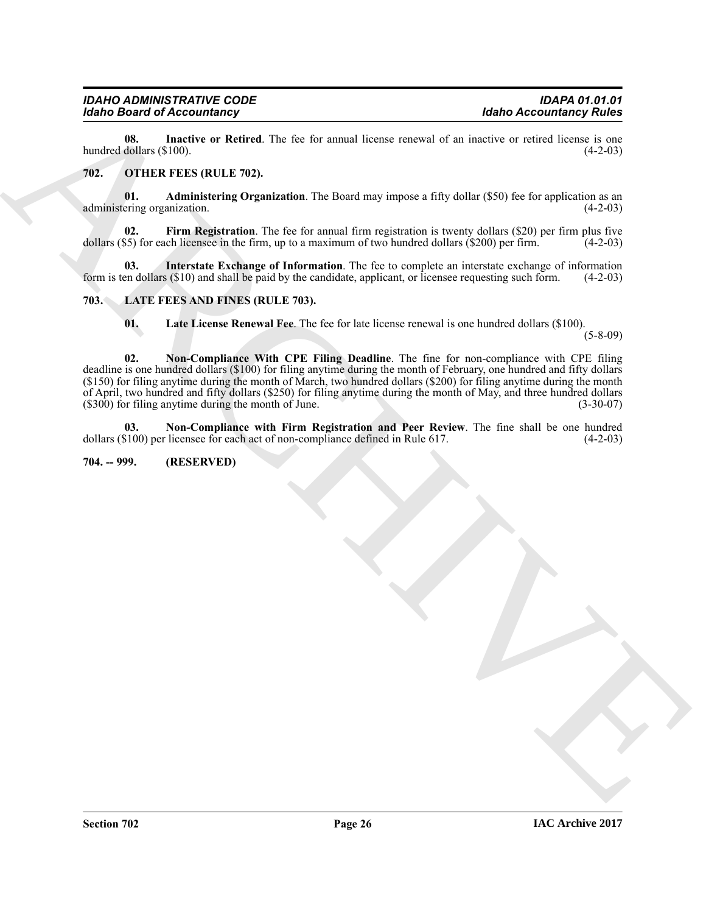**08. Inactive or Retired**. The fee for annual license renewal of an inactive or retired license is one hundred dollars ($100). (4-2-03)

## 702. OTHER FEES (RULE 702).

**01. Administering Organization**. The Board may impose a fifty dollar ($50) fee for application as an administering organization. (4-2-03)

**02. Firm Registration**. The fee for annual firm registration is twenty dollars ($20) per firm plus five dollars ($5) for each licensee in the firm, up to a maximum of two hundred dollars ($200) per firm. (4-2-03)

**03. Interstate Exchange of Information**. The fee to complete an interstate exchange of information form is ten dollars ($10) and shall be paid by the candidate, applicant, or licensee requesting such form. (4-2-03)

## 703. LATE FEES AND FINES (RULE 703).

**01. Late License Renewal Fee**. The fee for late license renewal is one hundred dollars ($100). (5-8-09)

**02. Non-Compliance With CPE Filing Deadline**. The fine for non-compliance with CPE filing deadline is one hundred dollars ($100) for filing anytime during the month of February, one hundred and fifty dollars ($150) for filing anytime during the month of March, two hundred dollars ($200) for filing anytime during the month of April, two hundred and fifty dollars ($250) for filing anytime during the month of May, and three hundred dollars ($300) for filing anytime during the month of June. (3-30-07)

**03. Non-Compliance with Firm Registration and Peer Review**. The fine shall be one hundred dollars ($100) per licensee for each act of non-compliance defined in Rule 617. (4-2-03)

## 704. -- 999. (RESERVED)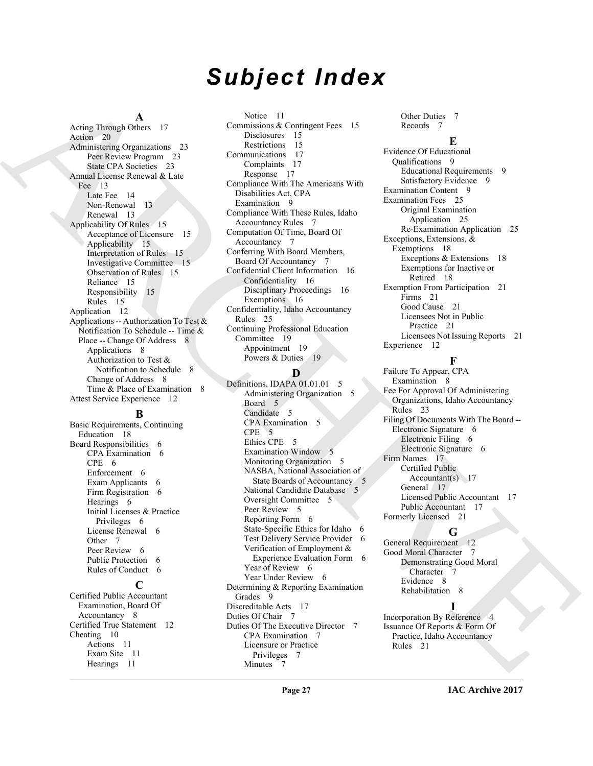# Subject Index

**A**

Acting Through Others 17
Action 20
Administering Organizations 23
- Peer Review Program 23
- State CPA Societies 23

Annual License Renewal & Late Fee 13
- Late Fee 14
- Non-Renewal 13
- Renewal 13

Applicability Of Rules 15
- Acceptance of Licensure 15
- Applicability 15
- Interpretation of Rules 15
- Investigative Committee 15
- Observation of Rules 15
- Reliance 15
- Responsibility 15
- Rules 15

Application 12
Applications -- Authorization To Test & Notification To Schedule -- Time & Place -- Change Of Address 8
- Applications 8
- Authorization to Test & Notification to Schedule 8
- Change of Address 8
- Time & Place of Examination 8

Attest Service Experience 12

**B**

Basic Requirements, Continuing Education 18
Board Responsibilities 6
- CPA Examination 6
- CPE 6
- Enforcement 6
- Exam Applicants 6
- Firm Registration 6
- Hearings 6
- Initial Licenses & Practice Privileges 6
- License Renewal 6
- Other 7
- Peer Review 6
- Public Protection 6
- Rules of Conduct 6

**C**

Certified Public Accountant Examination, Board Of Accountancy 8
Certified True Statement 12
Cheating 10
- Actions 11
- Exam Site 11
- Hearings 11
- Notice 11

Commissions & Contingent Fees 15
- Disclosures 15
- Restrictions 15

Communications 17
- Complaints 17
- Response 17

Compliance With The Americans With Disabilities Act, CPA Examination 9
Compliance With These Rules, Idaho Accountancy Rules 7
Computation Of Time, Board Of Accountancy 7
Conferring With Board Members, Board Of Accountancy 7
Confidential Client Information 16
- Confidentiality 16
- Disciplinary Proceedings 16
- Exemptions 16

Confidentiality, Idaho Accountancy Rules 25
Continuing Professional Education Committee 19
- Appointment 19
- Powers & Duties 19

**D**

Definitions, IDAPA 01.01.01 5
- Administering Organization 5
- Board 5
- Candidate 5
- CPA Examination 5
- CPE 5
- Ethics CPE 5
- Examination Window 5
- Monitoring Organization 5
- NASBA, National Association of State Boards of Accountancy 5
- National Candidate Database 5
- Oversight Committee 5
- Peer Review 5
- Reporting Form 6
- State-Specific Ethics for Idaho 6
- Test Delivery Service Provider 6
- Verification of Employment & Experience Evaluation Form 6
- Year of Review 6
- Year Under Review 6

Determining & Reporting Examination Grades 9
Discreditable Acts 17
Duties Of Chair 7
Duties Of The Executive Director 7
- CPA Examination 7
- Licensure or Practice Privileges 7
- Minutes 7
- Other Duties 7
- Records 7

**E**

Evidence Of Educational Qualifications 9
- Educational Requirements 9
- Satisfactory Evidence 9

Examination Content 9
Examination Fees 25
- Original Examination Application 25
- Re-Examination Application 25

Exceptions, Extensions, & Exemptions 18
- Exceptions & Extensions 18
- Exemptions for Inactive or Retired 18

Exemption From Participation 21
- Firms 21
- Good Cause 21
- Licensees Not in Public Practice 21
- Licensees Not Issuing Reports 21

Experience 12

**F**

Failure To Appear, CPA Examination 8
Fee For Approval Of Administering Organizations, Idaho Accountancy Rules 23
Filing Of Documents With The Board -- Electronic Signature 6
- Electronic Filing 6
- Electronic Signature 6

Firm Names 17
- Certified Public Accountant(s) 17
- General 17
- Licensed Public Accountant 17
- Public Accountant 17

Formerly Licensed 21

**G**

General Requirement 12
Good Moral Character 7
- Demonstrating Good Moral Character 7
- Evidence 8
- Rehabilitation 8

**I**

Incorporation By Reference 4
Issuance Of Reports & Form Of Practice, Idaho Accountancy Rules 21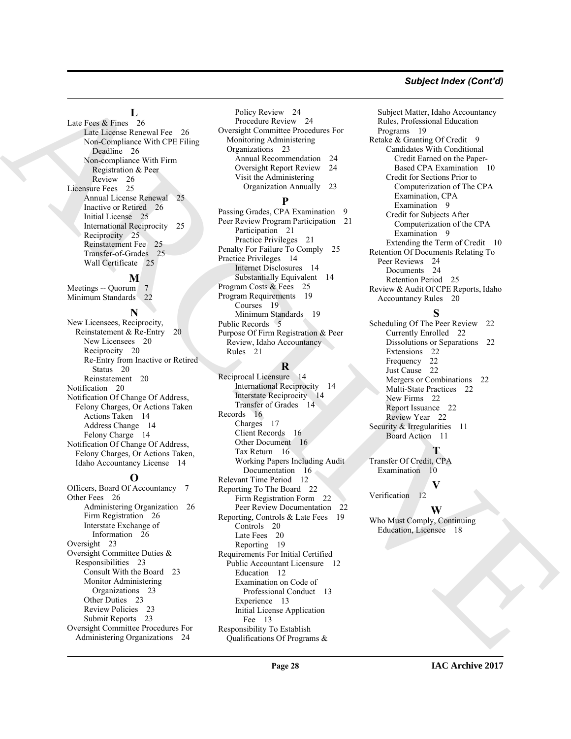## Subject Index (Cont'd)

**L**

Late Fees & Fines 26
- Late License Renewal Fee 26
- Non-Compliance With CPE Filing Deadline 26
- Non-compliance With Firm Registration & Peer Review 26

Licensure Fees 25
- Annual License Renewal 25
- Inactive or Retired 26
- Initial License 25
- International Reciprocity 25
- Reciprocity 25
- Reinstatement Fee 25
- Transfer-of-Grades 25
- Wall Certificate 25

**M**

Meetings -- Quorum 7

Minimum Standards 22

**N**

New Licensees, Reciprocity, Reinstatement & Re-Entry 20
- New Licensees 20
- Reciprocity 20
- Re-Entry from Inactive or Retired Status 20
- Reinstatement 20

Notification 20

Notification Of Change Of Address, Felony Charges, Or Actions Taken
- Actions Taken 14
- Address Change 14
- Felony Charge 14

Notification Of Change Of Address, Felony Charges, Or Actions Taken, Idaho Accountancy License 14

**O**

Officers, Board Of Accountancy 7

Other Fees 26
- Administering Organization 26
- Firm Registration 26
- Interstate Exchange of Information 26

Oversight 23

Oversight Committee Duties & Responsibilities 23
- Consult With the Board 23
- Monitor Administering Organizations 23
- Other Duties 23
- Review Policies 23
- Submit Reports 23

Oversight Committee Procedures For Administering Organizations 24
- Policy Review 24
- Procedure Review 24

Oversight Committee Procedures For Monitoring Administering Organizations 23
- Annual Recommendation 24
- Oversight Report Review 24
- Visit the Administering Organization Annually 23

**P**

Passing Grades, CPA Examination 9

Peer Review Program Participation 21
- Participation 21
- Practice Privileges 21

Penalty For Failure To Comply 25

Practice Privileges 14
- Internet Disclosures 14
- Substantially Equivalent 14

Program Costs & Fees 25

Program Requirements 19
- Courses 19
- Minimum Standards 19

Public Records 5

Purpose Of Firm Registration & Peer Review, Idaho Accountancy Rules 21

**R**

Reciprocal Licensure 14
- International Reciprocity 14
- Interstate Reciprocity 14
- Transfer of Grades 14

Records 16
- Charges 17
- Client Records 16
- Other Document 16
- Tax Return 16
- Working Papers Including Audit Documentation 16

Relevant Time Period 12

Reporting To The Board 22
- Firm Registration Form 22
- Peer Review Documentation 22

Reporting, Controls & Late Fees 19
- Controls 20
- Late Fees 20
- Reporting 19

Requirements For Initial Certified Public Accountant Licensure 12
- Education 12
- Examination on Code of Professional Conduct 13
- Experience 13
- Initial License Application Fee 13

Responsibility To Establish Qualifications Of Programs & Subject Matter, Idaho Accountancy Rules, Professional Education Programs 19

Retake & Granting Of Credit 9
- Candidates With Conditional Credit Earned on the Paper-Based CPA Examination 10
- Credit for Sections Prior to Computerization of The CPA Examination, CPA Examination 9
- Credit for Subjects After Computerization of the CPA Examination 9
- Extending the Term of Credit 10

Retention Of Documents Relating To Peer Reviews 24
- Documents 24
- Retention Period 25

Review & Audit Of CPE Reports, Idaho Accountancy Rules 20

**S**

Scheduling Of The Peer Review 22
- Currently Enrolled 22
- Dissolutions or Separations 22
- Extensions 22
- Frequency 22
- Just Cause 22
- Mergers or Combinations 22
- Multi-State Practices 22
- New Firms 22
- Report Issuance 22
- Review Year 22

Security & Irregularities 11
- Board Action 11

**T**

Transfer Of Credit, CPA Examination 10

**V**

Verification 12

**W**

Who Must Comply, Continuing Education, Licensee 18